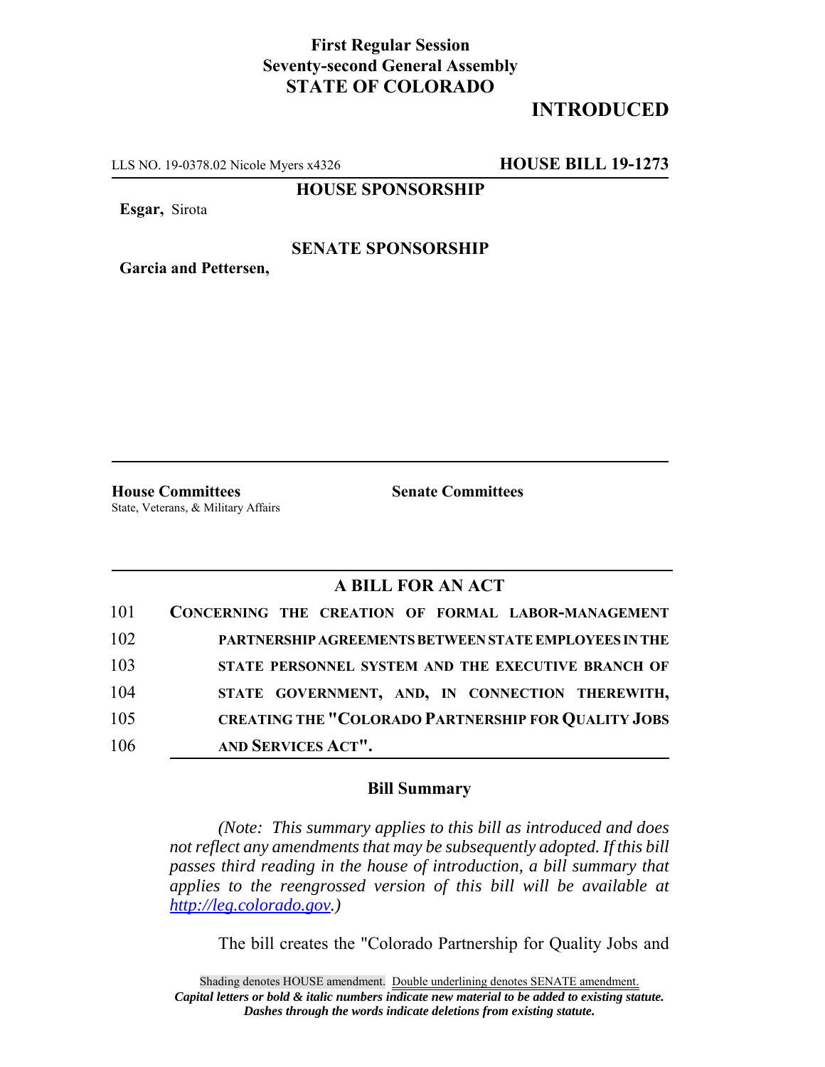**First Regular Session**
**Seventy-second General Assembly**
**STATE OF COLORADO**

**INTRODUCED**

LLS NO. 19-0378.02 Nicole Myers x4326 **HOUSE BILL 19-1273**

**HOUSE SPONSORSHIP**

**Esgar,** Sirota

**SENATE SPONSORSHIP**

**Garcia and Pettersen,**

**House Committees**
State, Veterans, & Military Affairs

**Senate Committees**

## A BILL FOR AN ACT

101 **CONCERNING THE CREATION OF FORMAL LABOR-MANAGEMENT**
102 **PARTNERSHIP AGREEMENTS BETWEEN STATE EMPLOYEES IN THE**
103 **STATE PERSONNEL SYSTEM AND THE EXECUTIVE BRANCH OF**
104 **STATE GOVERNMENT, AND, IN CONNECTION THEREWITH,**
105 **CREATING THE "COLORADO PARTNERSHIP FOR QUALITY JOBS**
106 **AND SERVICES ACT".**

### Bill Summary

*(Note: This summary applies to this bill as introduced and does not reflect any amendments that may be subsequently adopted. If this bill passes third reading in the house of introduction, a bill summary that applies to the reengrossed version of this bill will be available at http://leg.colorado.gov.)*

The bill creates the "Colorado Partnership for Quality Jobs and

Shading denotes HOUSE amendment. Double underlining denotes SENATE amendment.
*Capital letters or bold & italic numbers indicate new material to be added to existing statute.*
*Dashes through the words indicate deletions from existing statute.*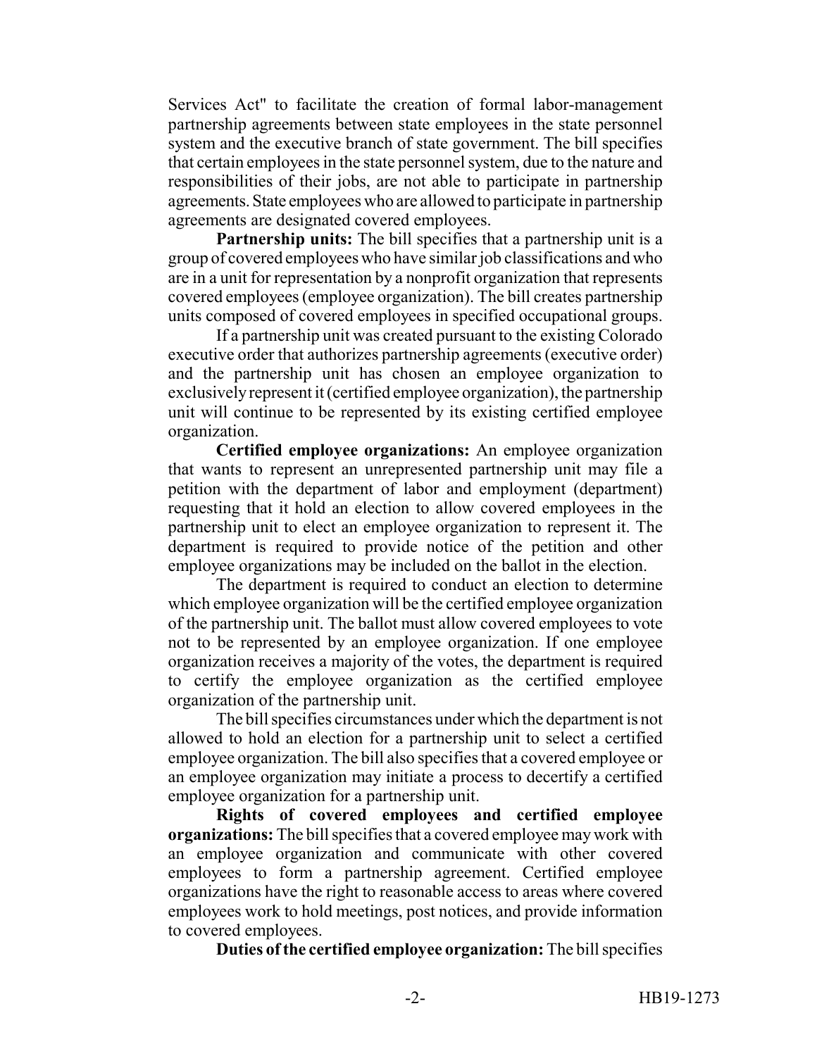Services Act" to facilitate the creation of formal labor-management partnership agreements between state employees in the state personnel system and the executive branch of state government. The bill specifies that certain employees in the state personnel system, due to the nature and responsibilities of their jobs, are not able to participate in partnership agreements. State employees who are allowed to participate in partnership agreements are designated covered employees.

**Partnership units:** The bill specifies that a partnership unit is a group of covered employees who have similar job classifications and who are in a unit for representation by a nonprofit organization that represents covered employees (employee organization). The bill creates partnership units composed of covered employees in specified occupational groups.

If a partnership unit was created pursuant to the existing Colorado executive order that authorizes partnership agreements (executive order) and the partnership unit has chosen an employee organization to exclusively represent it (certified employee organization), the partnership unit will continue to be represented by its existing certified employee organization.

**Certified employee organizations:** An employee organization that wants to represent an unrepresented partnership unit may file a petition with the department of labor and employment (department) requesting that it hold an election to allow covered employees in the partnership unit to elect an employee organization to represent it. The department is required to provide notice of the petition and other employee organizations may be included on the ballot in the election.

The department is required to conduct an election to determine which employee organization will be the certified employee organization of the partnership unit. The ballot must allow covered employees to vote not to be represented by an employee organization. If one employee organization receives a majority of the votes, the department is required to certify the employee organization as the certified employee organization of the partnership unit.

The bill specifies circumstances under which the department is not allowed to hold an election for a partnership unit to select a certified employee organization. The bill also specifies that a covered employee or an employee organization may initiate a process to decertify a certified employee organization for a partnership unit.

**Rights of covered employees and certified employee organizations:** The bill specifies that a covered employee may work with an employee organization and communicate with other covered employees to form a partnership agreement. Certified employee organizations have the right to reasonable access to areas where covered employees work to hold meetings, post notices, and provide information to covered employees.

**Duties of the certified employee organization:** The bill specifies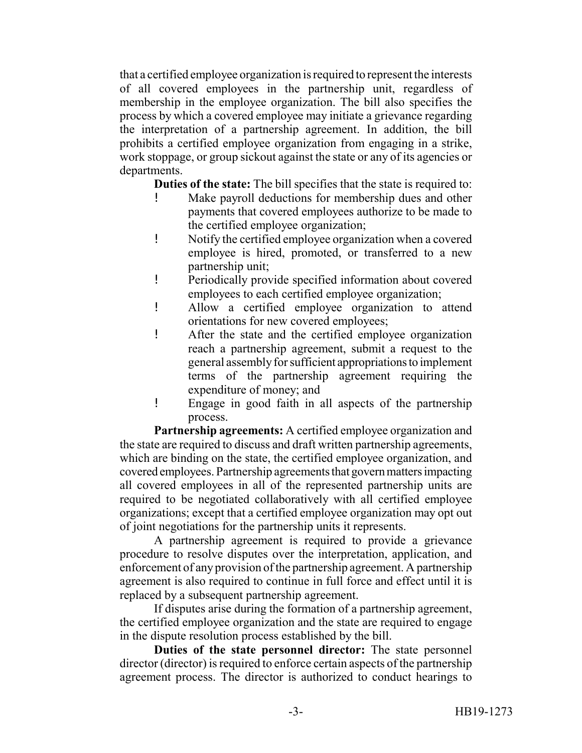that a certified employee organization is required to represent the interests of all covered employees in the partnership unit, regardless of membership in the employee organization. The bill also specifies the process by which a covered employee may initiate a grievance regarding the interpretation of a partnership agreement. In addition, the bill prohibits a certified employee organization from engaging in a strike, work stoppage, or group sickout against the state or any of its agencies or departments.

**Duties of the state:** The bill specifies that the state is required to:

- Make payroll deductions for membership dues and other payments that covered employees authorize to be made to the certified employee organization;
- Notify the certified employee organization when a covered employee is hired, promoted, or transferred to a new partnership unit;
- Periodically provide specified information about covered employees to each certified employee organization;
- Allow a certified employee organization to attend orientations for new covered employees;
- After the state and the certified employee organization reach a partnership agreement, submit a request to the general assembly for sufficient appropriations to implement terms of the partnership agreement requiring the expenditure of money; and
- Engage in good faith in all aspects of the partnership process.

**Partnership agreements:** A certified employee organization and the state are required to discuss and draft written partnership agreements, which are binding on the state, the certified employee organization, and covered employees. Partnership agreements that govern matters impacting all covered employees in all of the represented partnership units are required to be negotiated collaboratively with all certified employee organizations; except that a certified employee organization may opt out of joint negotiations for the partnership units it represents.

A partnership agreement is required to provide a grievance procedure to resolve disputes over the interpretation, application, and enforcement of any provision of the partnership agreement. A partnership agreement is also required to continue in full force and effect until it is replaced by a subsequent partnership agreement.

If disputes arise during the formation of a partnership agreement, the certified employee organization and the state are required to engage in the dispute resolution process established by the bill.

**Duties of the state personnel director:** The state personnel director (director) is required to enforce certain aspects of the partnership agreement process. The director is authorized to conduct hearings to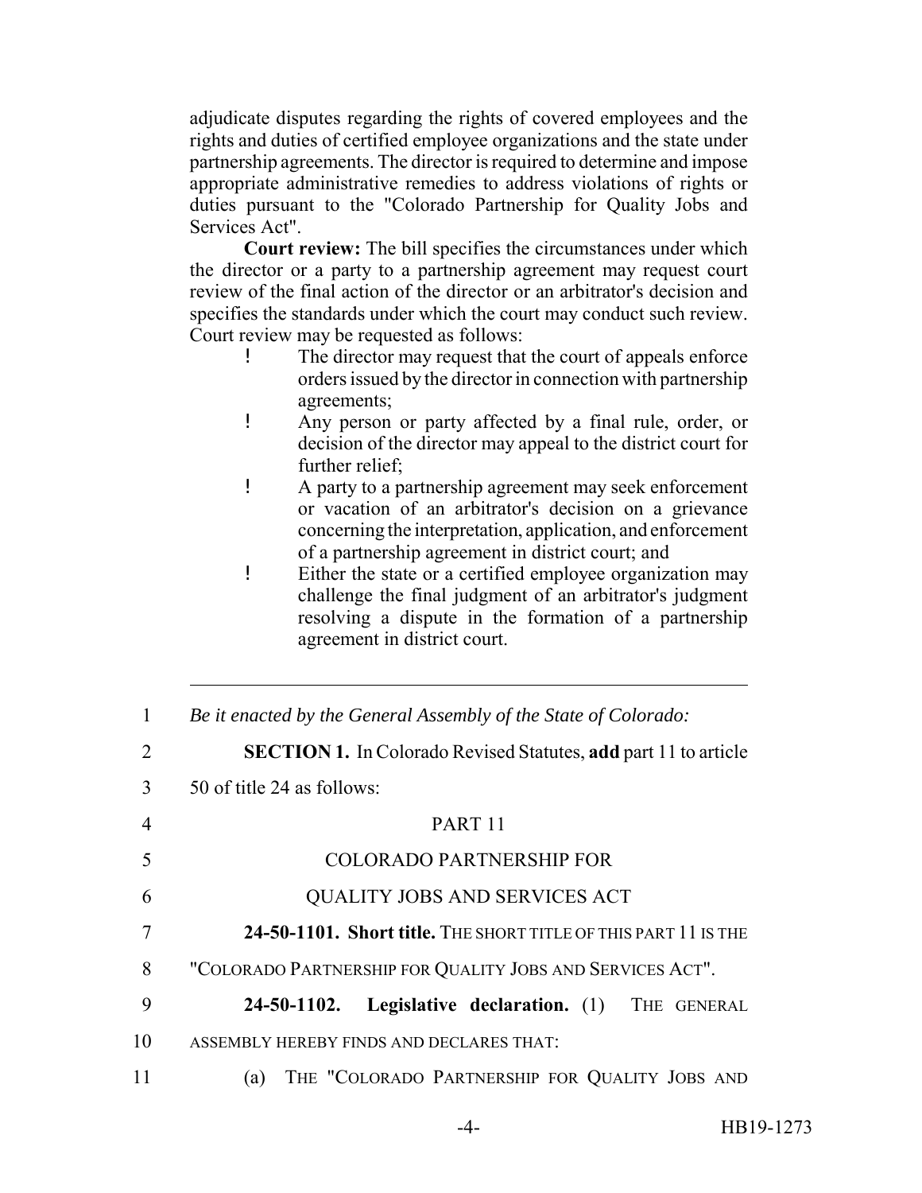adjudicate disputes regarding the rights of covered employees and the rights and duties of certified employee organizations and the state under partnership agreements. The director is required to determine and impose appropriate administrative remedies to address violations of rights or duties pursuant to the "Colorado Partnership for Quality Jobs and Services Act".

**Court review:** The bill specifies the circumstances under which the director or a party to a partnership agreement may request court review of the final action of the director or an arbitrator's decision and specifies the standards under which the court may conduct such review. Court review may be requested as follows:

- The director may request that the court of appeals enforce orders issued by the director in connection with partnership agreements;
- Any person or party affected by a final rule, order, or decision of the director may appeal to the district court for further relief;
- A party to a partnership agreement may seek enforcement or vacation of an arbitrator's decision on a grievance concerning the interpretation, application, and enforcement of a partnership agreement in district court; and
- Either the state or a certified employee organization may challenge the final judgment of an arbitrator's judgment resolving a dispute in the formation of a partnership agreement in district court.

---

1 *Be it enacted by the General Assembly of the State of Colorado:*

2 **SECTION 1.** In Colorado Revised Statutes, **add** part 11 to article
3 50 of title 24 as follows:

4 PART 11

5 COLORADO PARTNERSHIP FOR

6 QUALITY JOBS AND SERVICES ACT

7 **24-50-1101. Short title.** THE SHORT TITLE OF THIS PART 11 IS THE
8 "COLORADO PARTNERSHIP FOR QUALITY JOBS AND SERVICES ACT".

9 **24-50-1102. Legislative declaration.** (1) THE GENERAL
10 ASSEMBLY HEREBY FINDS AND DECLARES THAT:

11 (a) THE "COLORADO PARTNERSHIP FOR QUALITY JOBS AND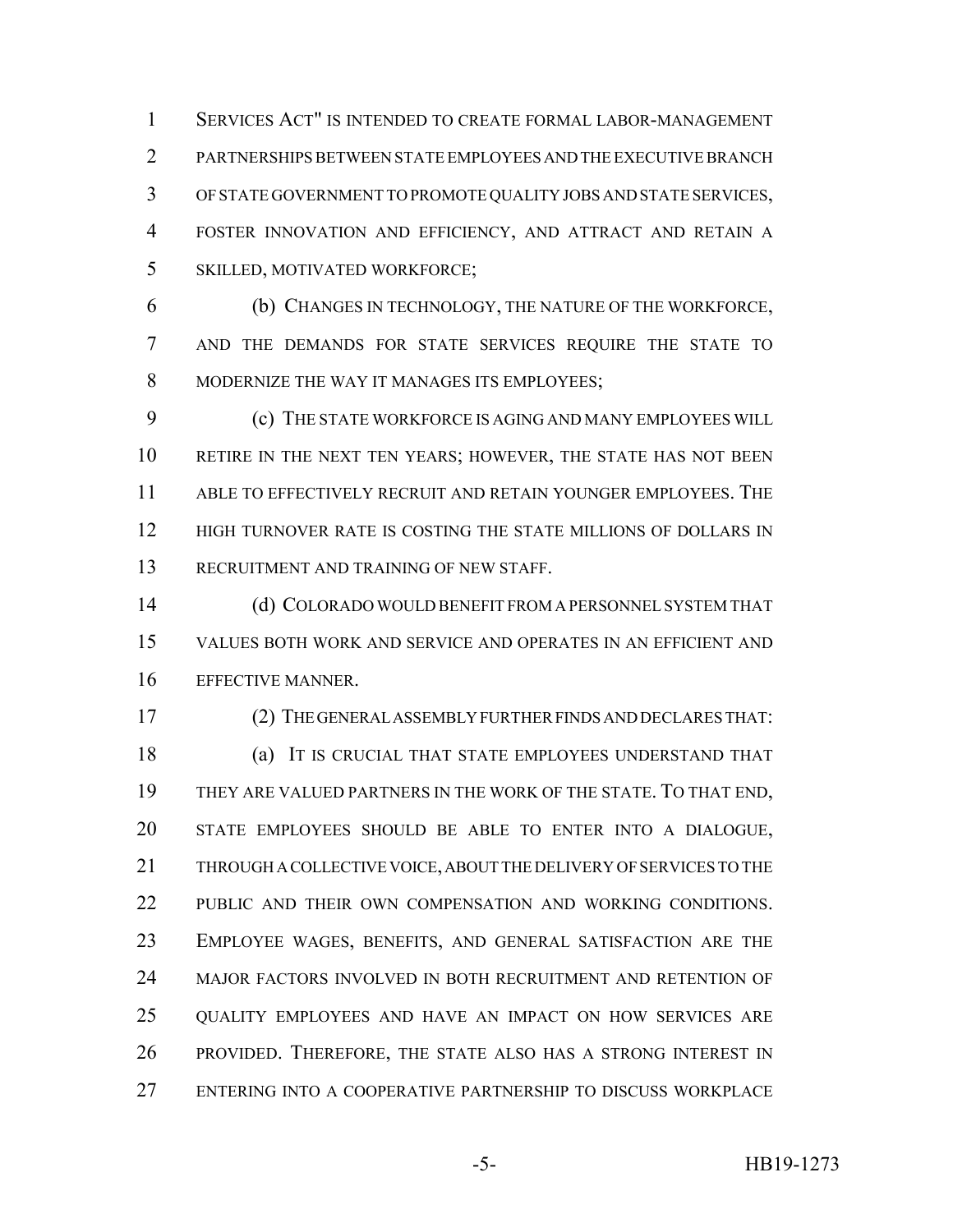SERVICES ACT" IS INTENDED TO CREATE FORMAL LABOR-MANAGEMENT PARTNERSHIPS BETWEEN STATE EMPLOYEES AND THE EXECUTIVE BRANCH OF STATE GOVERNMENT TO PROMOTE QUALITY JOBS AND STATE SERVICES, FOSTER INNOVATION AND EFFICIENCY, AND ATTRACT AND RETAIN A SKILLED, MOTIVATED WORKFORCE;

(b) CHANGES IN TECHNOLOGY, THE NATURE OF THE WORKFORCE, AND THE DEMANDS FOR STATE SERVICES REQUIRE THE STATE TO MODERNIZE THE WAY IT MANAGES ITS EMPLOYEES;

(c) THE STATE WORKFORCE IS AGING AND MANY EMPLOYEES WILL RETIRE IN THE NEXT TEN YEARS; HOWEVER, THE STATE HAS NOT BEEN ABLE TO EFFECTIVELY RECRUIT AND RETAIN YOUNGER EMPLOYEES. THE HIGH TURNOVER RATE IS COSTING THE STATE MILLIONS OF DOLLARS IN RECRUITMENT AND TRAINING OF NEW STAFF.

(d) COLORADO WOULD BENEFIT FROM A PERSONNEL SYSTEM THAT VALUES BOTH WORK AND SERVICE AND OPERATES IN AN EFFICIENT AND EFFECTIVE MANNER.

(2) THE GENERAL ASSEMBLY FURTHER FINDS AND DECLARES THAT:

(a) IT IS CRUCIAL THAT STATE EMPLOYEES UNDERSTAND THAT THEY ARE VALUED PARTNERS IN THE WORK OF THE STATE. TO THAT END, STATE EMPLOYEES SHOULD BE ABLE TO ENTER INTO A DIALOGUE, THROUGH A COLLECTIVE VOICE, ABOUT THE DELIVERY OF SERVICES TO THE PUBLIC AND THEIR OWN COMPENSATION AND WORKING CONDITIONS. EMPLOYEE WAGES, BENEFITS, AND GENERAL SATISFACTION ARE THE MAJOR FACTORS INVOLVED IN BOTH RECRUITMENT AND RETENTION OF QUALITY EMPLOYEES AND HAVE AN IMPACT ON HOW SERVICES ARE PROVIDED. THEREFORE, THE STATE ALSO HAS A STRONG INTEREST IN ENTERING INTO A COOPERATIVE PARTNERSHIP TO DISCUSS WORKPLACE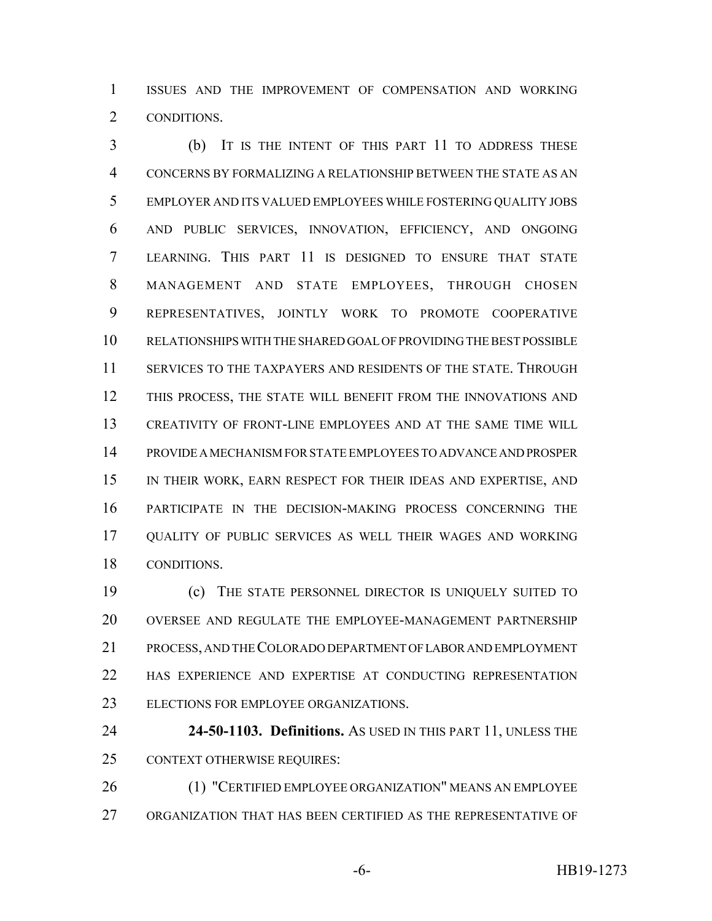ISSUES AND THE IMPROVEMENT OF COMPENSATION AND WORKING CONDITIONS.

(b) IT IS THE INTENT OF THIS PART 11 TO ADDRESS THESE CONCERNS BY FORMALIZING A RELATIONSHIP BETWEEN THE STATE AS AN EMPLOYER AND ITS VALUED EMPLOYEES WHILE FOSTERING QUALITY JOBS AND PUBLIC SERVICES, INNOVATION, EFFICIENCY, AND ONGOING LEARNING. THIS PART 11 IS DESIGNED TO ENSURE THAT STATE MANAGEMENT AND STATE EMPLOYEES, THROUGH CHOSEN REPRESENTATIVES, JOINTLY WORK TO PROMOTE COOPERATIVE RELATIONSHIPS WITH THE SHARED GOAL OF PROVIDING THE BEST POSSIBLE SERVICES TO THE TAXPAYERS AND RESIDENTS OF THE STATE. THROUGH THIS PROCESS, THE STATE WILL BENEFIT FROM THE INNOVATIONS AND CREATIVITY OF FRONT-LINE EMPLOYEES AND AT THE SAME TIME WILL PROVIDE A MECHANISM FOR STATE EMPLOYEES TO ADVANCE AND PROSPER IN THEIR WORK, EARN RESPECT FOR THEIR IDEAS AND EXPERTISE, AND PARTICIPATE IN THE DECISION-MAKING PROCESS CONCERNING THE QUALITY OF PUBLIC SERVICES AS WELL THEIR WAGES AND WORKING CONDITIONS.

(c) THE STATE PERSONNEL DIRECTOR IS UNIQUELY SUITED TO OVERSEE AND REGULATE THE EMPLOYEE-MANAGEMENT PARTNERSHIP PROCESS, AND THE COLORADO DEPARTMENT OF LABOR AND EMPLOYMENT HAS EXPERIENCE AND EXPERTISE AT CONDUCTING REPRESENTATION ELECTIONS FOR EMPLOYEE ORGANIZATIONS.

**24-50-1103. Definitions.** AS USED IN THIS PART 11, UNLESS THE CONTEXT OTHERWISE REQUIRES:

(1) "CERTIFIED EMPLOYEE ORGANIZATION" MEANS AN EMPLOYEE ORGANIZATION THAT HAS BEEN CERTIFIED AS THE REPRESENTATIVE OF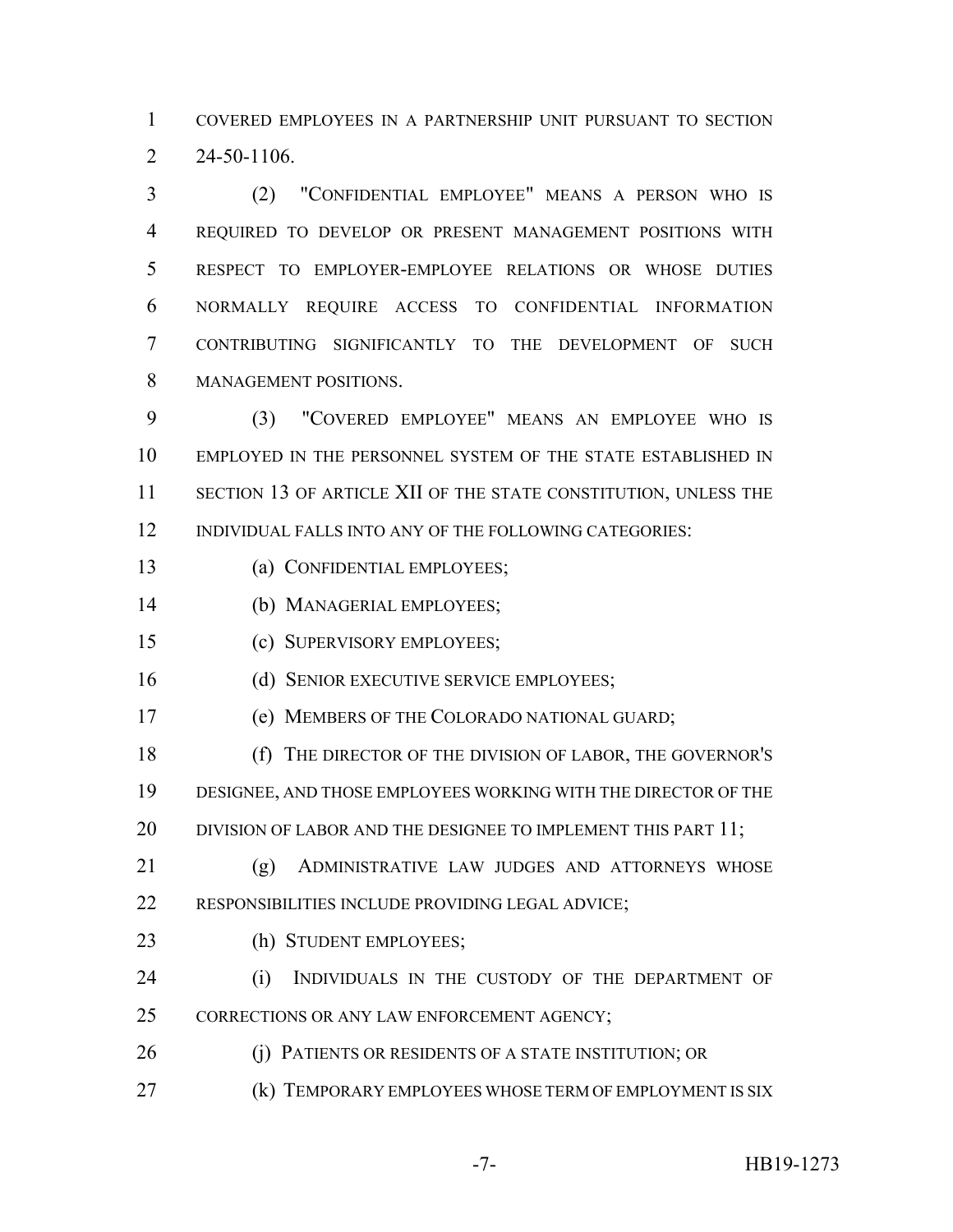COVERED EMPLOYEES IN A PARTNERSHIP UNIT PURSUANT TO SECTION 24-50-1106.

(2) "CONFIDENTIAL EMPLOYEE" MEANS A PERSON WHO IS REQUIRED TO DEVELOP OR PRESENT MANAGEMENT POSITIONS WITH RESPECT TO EMPLOYER-EMPLOYEE RELATIONS OR WHOSE DUTIES NORMALLY REQUIRE ACCESS TO CONFIDENTIAL INFORMATION CONTRIBUTING SIGNIFICANTLY TO THE DEVELOPMENT OF SUCH MANAGEMENT POSITIONS.

(3) "COVERED EMPLOYEE" MEANS AN EMPLOYEE WHO IS EMPLOYED IN THE PERSONNEL SYSTEM OF THE STATE ESTABLISHED IN SECTION 13 OF ARTICLE XII OF THE STATE CONSTITUTION, UNLESS THE INDIVIDUAL FALLS INTO ANY OF THE FOLLOWING CATEGORIES:

(a) CONFIDENTIAL EMPLOYEES;

(b) MANAGERIAL EMPLOYEES;

(c) SUPERVISORY EMPLOYEES;

(d) SENIOR EXECUTIVE SERVICE EMPLOYEES;

(e) MEMBERS OF THE COLORADO NATIONAL GUARD;

(f) THE DIRECTOR OF THE DIVISION OF LABOR, THE GOVERNOR'S DESIGNEE, AND THOSE EMPLOYEES WORKING WITH THE DIRECTOR OF THE DIVISION OF LABOR AND THE DESIGNEE TO IMPLEMENT THIS PART 11;

(g) ADMINISTRATIVE LAW JUDGES AND ATTORNEYS WHOSE RESPONSIBILITIES INCLUDE PROVIDING LEGAL ADVICE;

(h) STUDENT EMPLOYEES;

(i) INDIVIDUALS IN THE CUSTODY OF THE DEPARTMENT OF CORRECTIONS OR ANY LAW ENFORCEMENT AGENCY;

(j) PATIENTS OR RESIDENTS OF A STATE INSTITUTION; OR

(k) TEMPORARY EMPLOYEES WHOSE TERM OF EMPLOYMENT IS SIX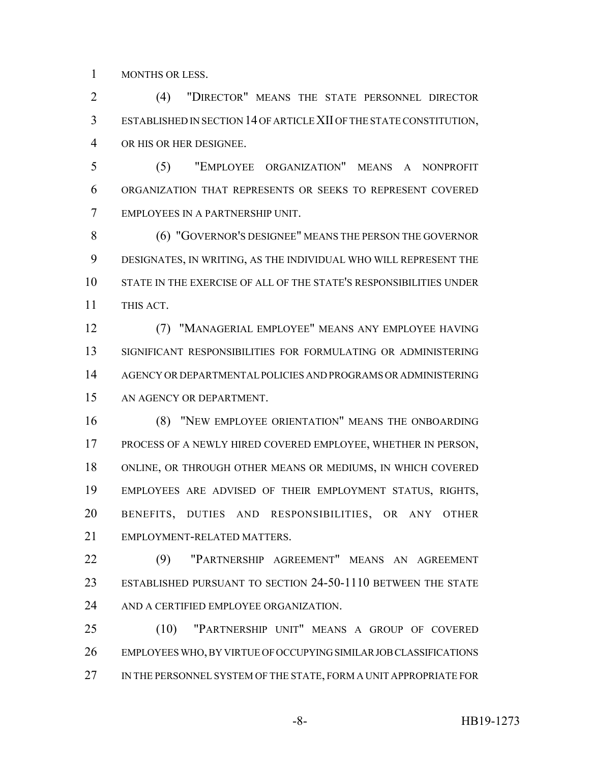MONTHS OR LESS.

(4) "DIRECTOR" MEANS THE STATE PERSONNEL DIRECTOR ESTABLISHED IN SECTION 14 OF ARTICLE XII OF THE STATE CONSTITUTION, OR HIS OR HER DESIGNEE.

(5) "EMPLOYEE ORGANIZATION" MEANS A NONPROFIT ORGANIZATION THAT REPRESENTS OR SEEKS TO REPRESENT COVERED EMPLOYEES IN A PARTNERSHIP UNIT.

(6) "GOVERNOR'S DESIGNEE" MEANS THE PERSON THE GOVERNOR DESIGNATES, IN WRITING, AS THE INDIVIDUAL WHO WILL REPRESENT THE STATE IN THE EXERCISE OF ALL OF THE STATE'S RESPONSIBILITIES UNDER THIS ACT.

(7) "MANAGERIAL EMPLOYEE" MEANS ANY EMPLOYEE HAVING SIGNIFICANT RESPONSIBILITIES FOR FORMULATING OR ADMINISTERING AGENCY OR DEPARTMENTAL POLICIES AND PROGRAMS OR ADMINISTERING AN AGENCY OR DEPARTMENT.

(8) "NEW EMPLOYEE ORIENTATION" MEANS THE ONBOARDING PROCESS OF A NEWLY HIRED COVERED EMPLOYEE, WHETHER IN PERSON, ONLINE, OR THROUGH OTHER MEANS OR MEDIUMS, IN WHICH COVERED EMPLOYEES ARE ADVISED OF THEIR EMPLOYMENT STATUS, RIGHTS, BENEFITS, DUTIES AND RESPONSIBILITIES, OR ANY OTHER EMPLOYMENT-RELATED MATTERS.

(9) "PARTNERSHIP AGREEMENT" MEANS AN AGREEMENT ESTABLISHED PURSUANT TO SECTION 24-50-1110 BETWEEN THE STATE AND A CERTIFIED EMPLOYEE ORGANIZATION.

(10) "PARTNERSHIP UNIT" MEANS A GROUP OF COVERED EMPLOYEES WHO, BY VIRTUE OF OCCUPYING SIMILAR JOB CLASSIFICATIONS IN THE PERSONNEL SYSTEM OF THE STATE, FORM A UNIT APPROPRIATE FOR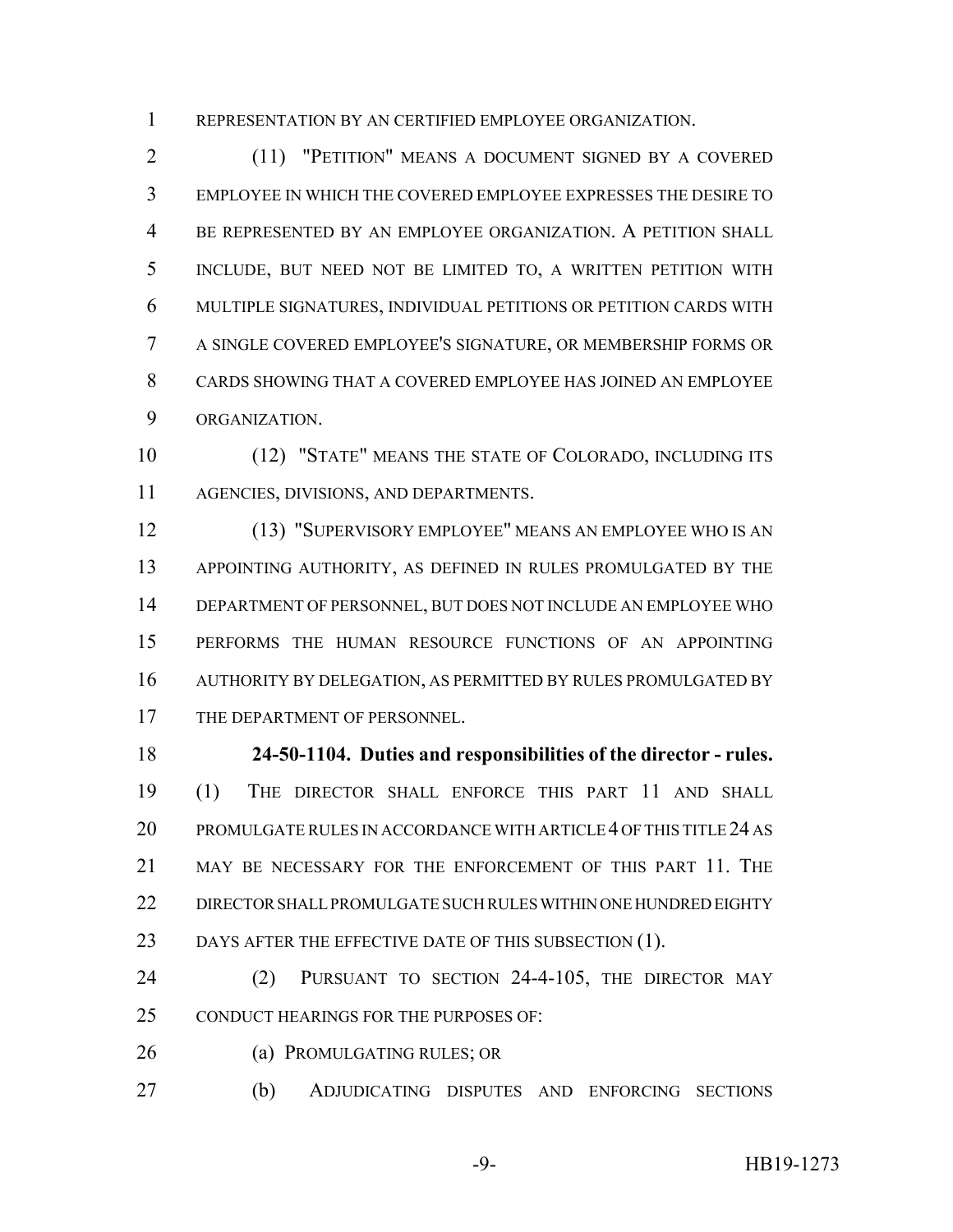REPRESENTATION BY AN CERTIFIED EMPLOYEE ORGANIZATION.

(11) "PETITION" MEANS A DOCUMENT SIGNED BY A COVERED EMPLOYEE IN WHICH THE COVERED EMPLOYEE EXPRESSES THE DESIRE TO BE REPRESENTED BY AN EMPLOYEE ORGANIZATION. A PETITION SHALL INCLUDE, BUT NEED NOT BE LIMITED TO, A WRITTEN PETITION WITH MULTIPLE SIGNATURES, INDIVIDUAL PETITIONS OR PETITION CARDS WITH A SINGLE COVERED EMPLOYEE'S SIGNATURE, OR MEMBERSHIP FORMS OR CARDS SHOWING THAT A COVERED EMPLOYEE HAS JOINED AN EMPLOYEE ORGANIZATION.

(12) "STATE" MEANS THE STATE OF COLORADO, INCLUDING ITS AGENCIES, DIVISIONS, AND DEPARTMENTS.

(13) "SUPERVISORY EMPLOYEE" MEANS AN EMPLOYEE WHO IS AN APPOINTING AUTHORITY, AS DEFINED IN RULES PROMULGATED BY THE DEPARTMENT OF PERSONNEL, BUT DOES NOT INCLUDE AN EMPLOYEE WHO PERFORMS THE HUMAN RESOURCE FUNCTIONS OF AN APPOINTING AUTHORITY BY DELEGATION, AS PERMITTED BY RULES PROMULGATED BY THE DEPARTMENT OF PERSONNEL.

**24-50-1104. Duties and responsibilities of the director - rules.** (1) THE DIRECTOR SHALL ENFORCE THIS PART 11 AND SHALL PROMULGATE RULES IN ACCORDANCE WITH ARTICLE 4 OF THIS TITLE 24 AS MAY BE NECESSARY FOR THE ENFORCEMENT OF THIS PART 11. THE DIRECTOR SHALL PROMULGATE SUCH RULES WITHIN ONE HUNDRED EIGHTY DAYS AFTER THE EFFECTIVE DATE OF THIS SUBSECTION (1).

(2) PURSUANT TO SECTION 24-4-105, THE DIRECTOR MAY CONDUCT HEARINGS FOR THE PURPOSES OF:

(a) PROMULGATING RULES; OR

(b) ADJUDICATING DISPUTES AND ENFORCING SECTIONS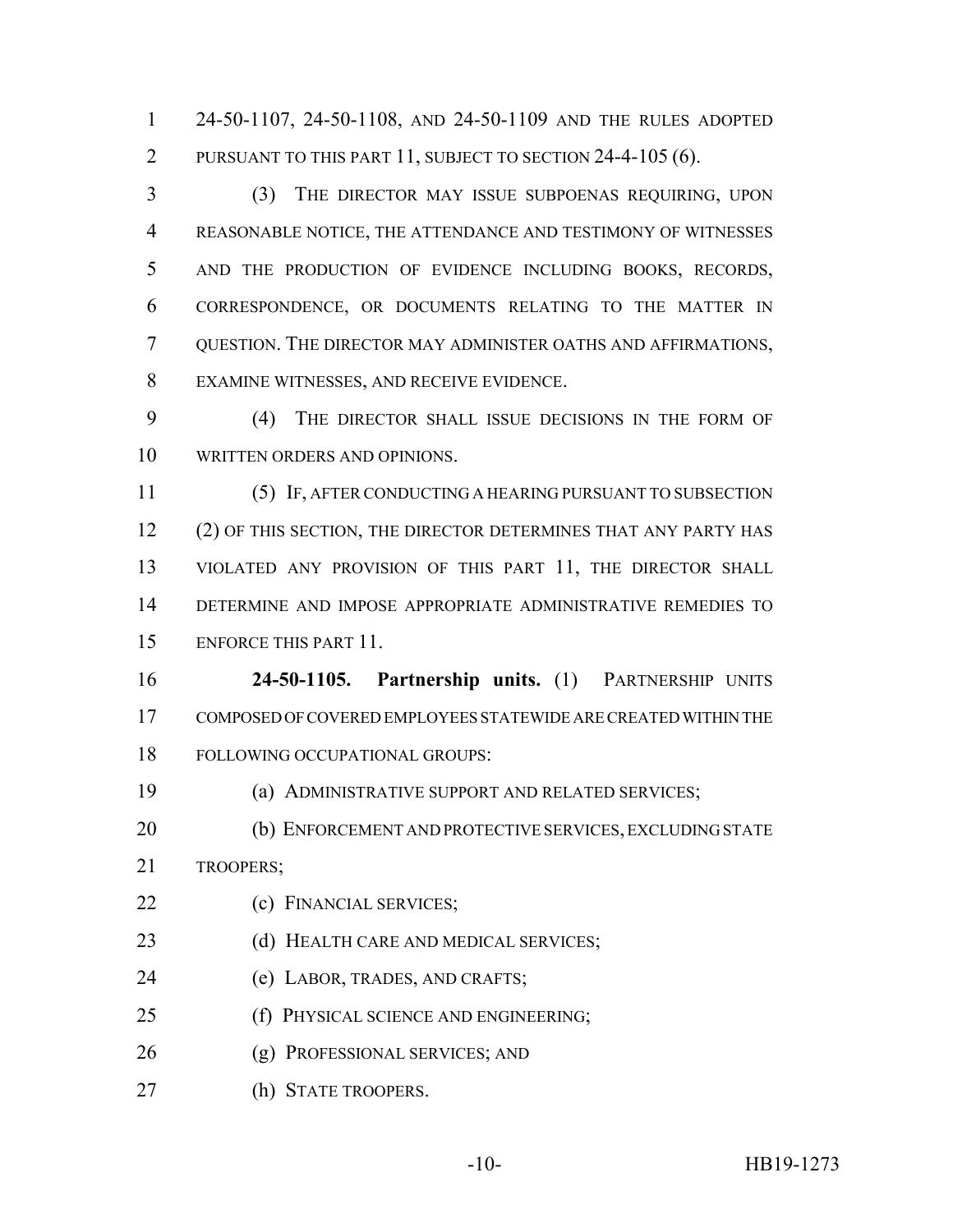24-50-1107, 24-50-1108, AND 24-50-1109 AND THE RULES ADOPTED PURSUANT TO THIS PART 11, SUBJECT TO SECTION 24-4-105 (6).

(3) THE DIRECTOR MAY ISSUE SUBPOENAS REQUIRING, UPON REASONABLE NOTICE, THE ATTENDANCE AND TESTIMONY OF WITNESSES AND THE PRODUCTION OF EVIDENCE INCLUDING BOOKS, RECORDS, CORRESPONDENCE, OR DOCUMENTS RELATING TO THE MATTER IN QUESTION. THE DIRECTOR MAY ADMINISTER OATHS AND AFFIRMATIONS, EXAMINE WITNESSES, AND RECEIVE EVIDENCE.

(4) THE DIRECTOR SHALL ISSUE DECISIONS IN THE FORM OF WRITTEN ORDERS AND OPINIONS.

(5) IF, AFTER CONDUCTING A HEARING PURSUANT TO SUBSECTION (2) OF THIS SECTION, THE DIRECTOR DETERMINES THAT ANY PARTY HAS VIOLATED ANY PROVISION OF THIS PART 11, THE DIRECTOR SHALL DETERMINE AND IMPOSE APPROPRIATE ADMINISTRATIVE REMEDIES TO ENFORCE THIS PART 11.

**24-50-1105. Partnership units.** (1) PARTNERSHIP UNITS COMPOSED OF COVERED EMPLOYEES STATEWIDE ARE CREATED WITHIN THE FOLLOWING OCCUPATIONAL GROUPS:

(a) ADMINISTRATIVE SUPPORT AND RELATED SERVICES;

(b) ENFORCEMENT AND PROTECTIVE SERVICES, EXCLUDING STATE TROOPERS;

(c) FINANCIAL SERVICES;

(d) HEALTH CARE AND MEDICAL SERVICES;

(e) LABOR, TRADES, AND CRAFTS;

(f) PHYSICAL SCIENCE AND ENGINEERING;

(g) PROFESSIONAL SERVICES; AND

(h) STATE TROOPERS.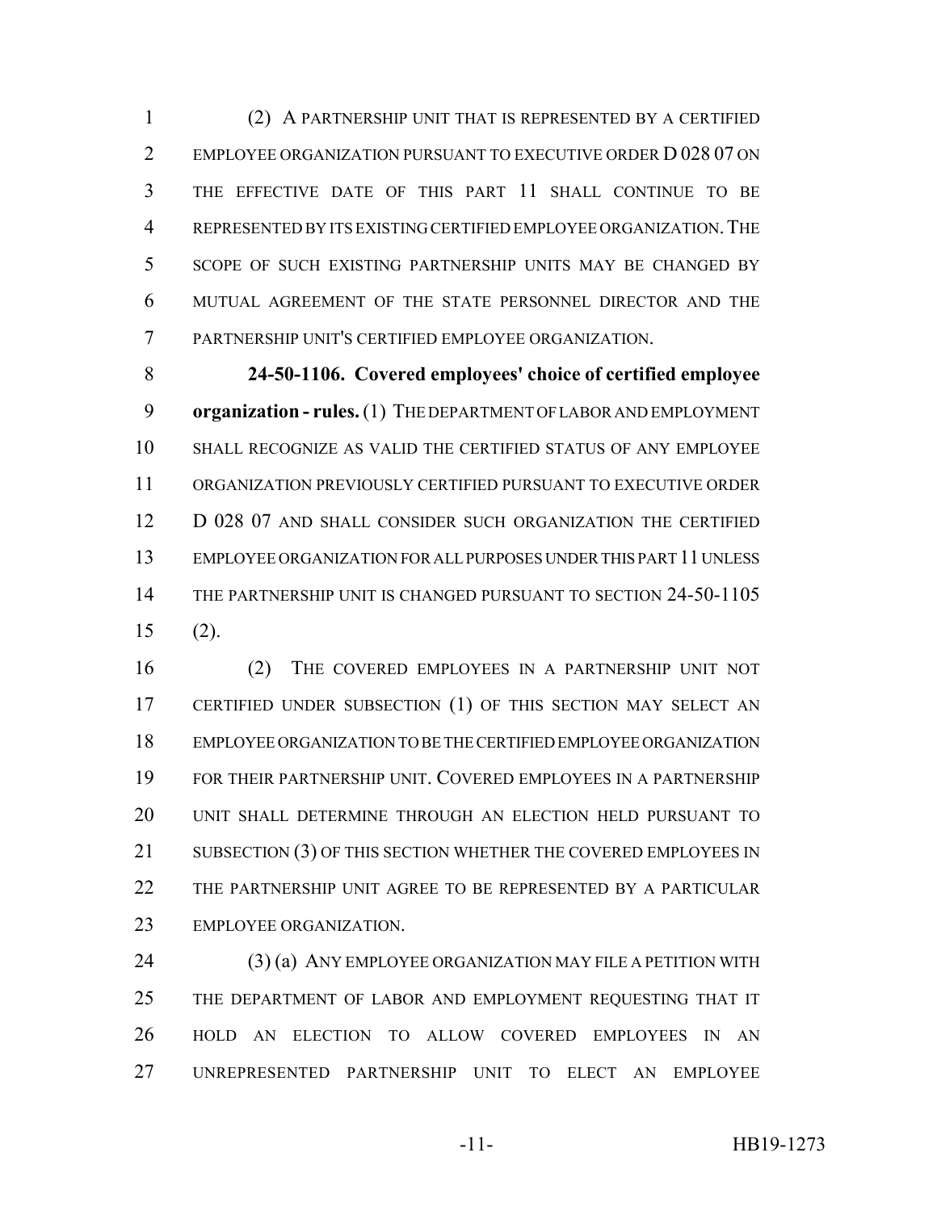(2) A PARTNERSHIP UNIT THAT IS REPRESENTED BY A CERTIFIED EMPLOYEE ORGANIZATION PURSUANT TO EXECUTIVE ORDER D 028 07 ON THE EFFECTIVE DATE OF THIS PART 11 SHALL CONTINUE TO BE REPRESENTED BY ITS EXISTING CERTIFIED EMPLOYEE ORGANIZATION. THE SCOPE OF SUCH EXISTING PARTNERSHIP UNITS MAY BE CHANGED BY MUTUAL AGREEMENT OF THE STATE PERSONNEL DIRECTOR AND THE PARTNERSHIP UNIT'S CERTIFIED EMPLOYEE ORGANIZATION.

**24-50-1106. Covered employees' choice of certified employee organization - rules.** (1) THE DEPARTMENT OF LABOR AND EMPLOYMENT SHALL RECOGNIZE AS VALID THE CERTIFIED STATUS OF ANY EMPLOYEE ORGANIZATION PREVIOUSLY CERTIFIED PURSUANT TO EXECUTIVE ORDER D 028 07 AND SHALL CONSIDER SUCH ORGANIZATION THE CERTIFIED EMPLOYEE ORGANIZATION FOR ALL PURPOSES UNDER THIS PART 11 UNLESS THE PARTNERSHIP UNIT IS CHANGED PURSUANT TO SECTION 24-50-1105 (2).

(2) THE COVERED EMPLOYEES IN A PARTNERSHIP UNIT NOT CERTIFIED UNDER SUBSECTION (1) OF THIS SECTION MAY SELECT AN EMPLOYEE ORGANIZATION TO BE THE CERTIFIED EMPLOYEE ORGANIZATION FOR THEIR PARTNERSHIP UNIT. COVERED EMPLOYEES IN A PARTNERSHIP UNIT SHALL DETERMINE THROUGH AN ELECTION HELD PURSUANT TO SUBSECTION (3) OF THIS SECTION WHETHER THE COVERED EMPLOYEES IN THE PARTNERSHIP UNIT AGREE TO BE REPRESENTED BY A PARTICULAR EMPLOYEE ORGANIZATION.

(3) (a) ANY EMPLOYEE ORGANIZATION MAY FILE A PETITION WITH THE DEPARTMENT OF LABOR AND EMPLOYMENT REQUESTING THAT IT HOLD AN ELECTION TO ALLOW COVERED EMPLOYEES IN AN UNREPRESENTED PARTNERSHIP UNIT TO ELECT AN EMPLOYEE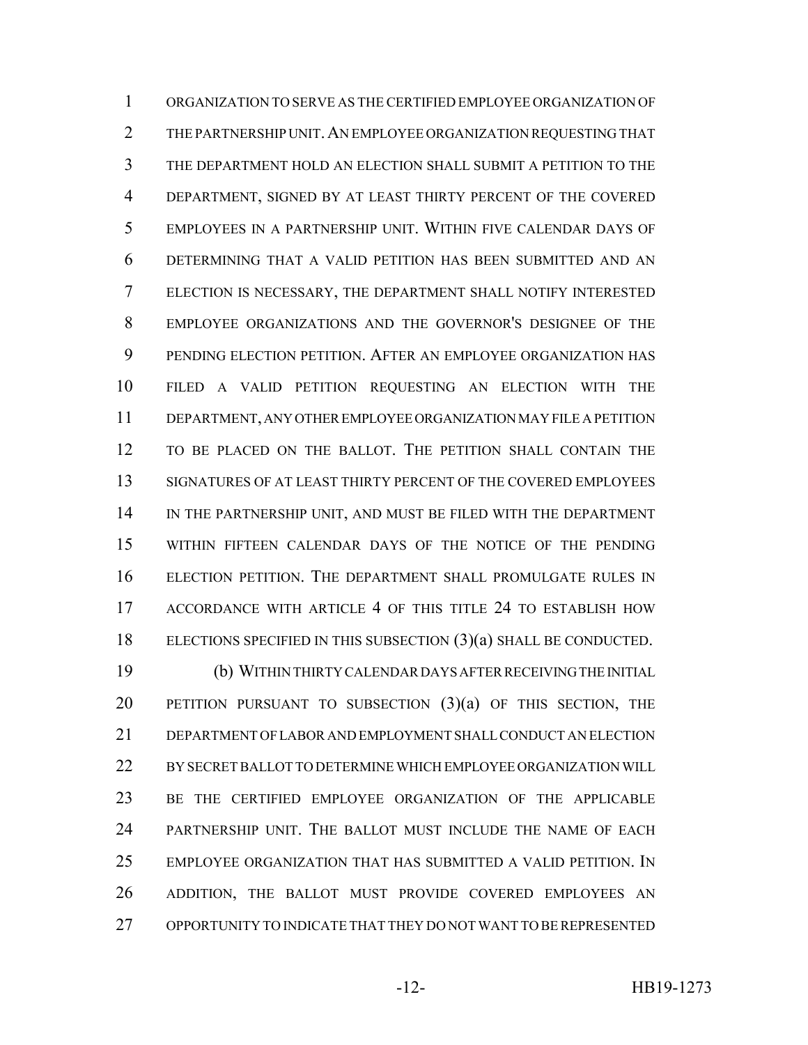ORGANIZATION TO SERVE AS THE CERTIFIED EMPLOYEE ORGANIZATION OF THE PARTNERSHIP UNIT. AN EMPLOYEE ORGANIZATION REQUESTING THAT THE DEPARTMENT HOLD AN ELECTION SHALL SUBMIT A PETITION TO THE DEPARTMENT, SIGNED BY AT LEAST THIRTY PERCENT OF THE COVERED EMPLOYEES IN A PARTNERSHIP UNIT. WITHIN FIVE CALENDAR DAYS OF DETERMINING THAT A VALID PETITION HAS BEEN SUBMITTED AND AN ELECTION IS NECESSARY, THE DEPARTMENT SHALL NOTIFY INTERESTED EMPLOYEE ORGANIZATIONS AND THE GOVERNOR'S DESIGNEE OF THE PENDING ELECTION PETITION. AFTER AN EMPLOYEE ORGANIZATION HAS FILED A VALID PETITION REQUESTING AN ELECTION WITH THE DEPARTMENT, ANY OTHER EMPLOYEE ORGANIZATION MAY FILE A PETITION TO BE PLACED ON THE BALLOT. THE PETITION SHALL CONTAIN THE SIGNATURES OF AT LEAST THIRTY PERCENT OF THE COVERED EMPLOYEES IN THE PARTNERSHIP UNIT, AND MUST BE FILED WITH THE DEPARTMENT WITHIN FIFTEEN CALENDAR DAYS OF THE NOTICE OF THE PENDING ELECTION PETITION. THE DEPARTMENT SHALL PROMULGATE RULES IN ACCORDANCE WITH ARTICLE 4 OF THIS TITLE 24 TO ESTABLISH HOW ELECTIONS SPECIFIED IN THIS SUBSECTION (3)(a) SHALL BE CONDUCTED.

(b) WITHIN THIRTY CALENDAR DAYS AFTER RECEIVING THE INITIAL PETITION PURSUANT TO SUBSECTION (3)(a) OF THIS SECTION, THE DEPARTMENT OF LABOR AND EMPLOYMENT SHALL CONDUCT AN ELECTION BY SECRET BALLOT TO DETERMINE WHICH EMPLOYEE ORGANIZATION WILL BE THE CERTIFIED EMPLOYEE ORGANIZATION OF THE APPLICABLE PARTNERSHIP UNIT. THE BALLOT MUST INCLUDE THE NAME OF EACH EMPLOYEE ORGANIZATION THAT HAS SUBMITTED A VALID PETITION. IN ADDITION, THE BALLOT MUST PROVIDE COVERED EMPLOYEES AN OPPORTUNITY TO INDICATE THAT THEY DO NOT WANT TO BE REPRESENTED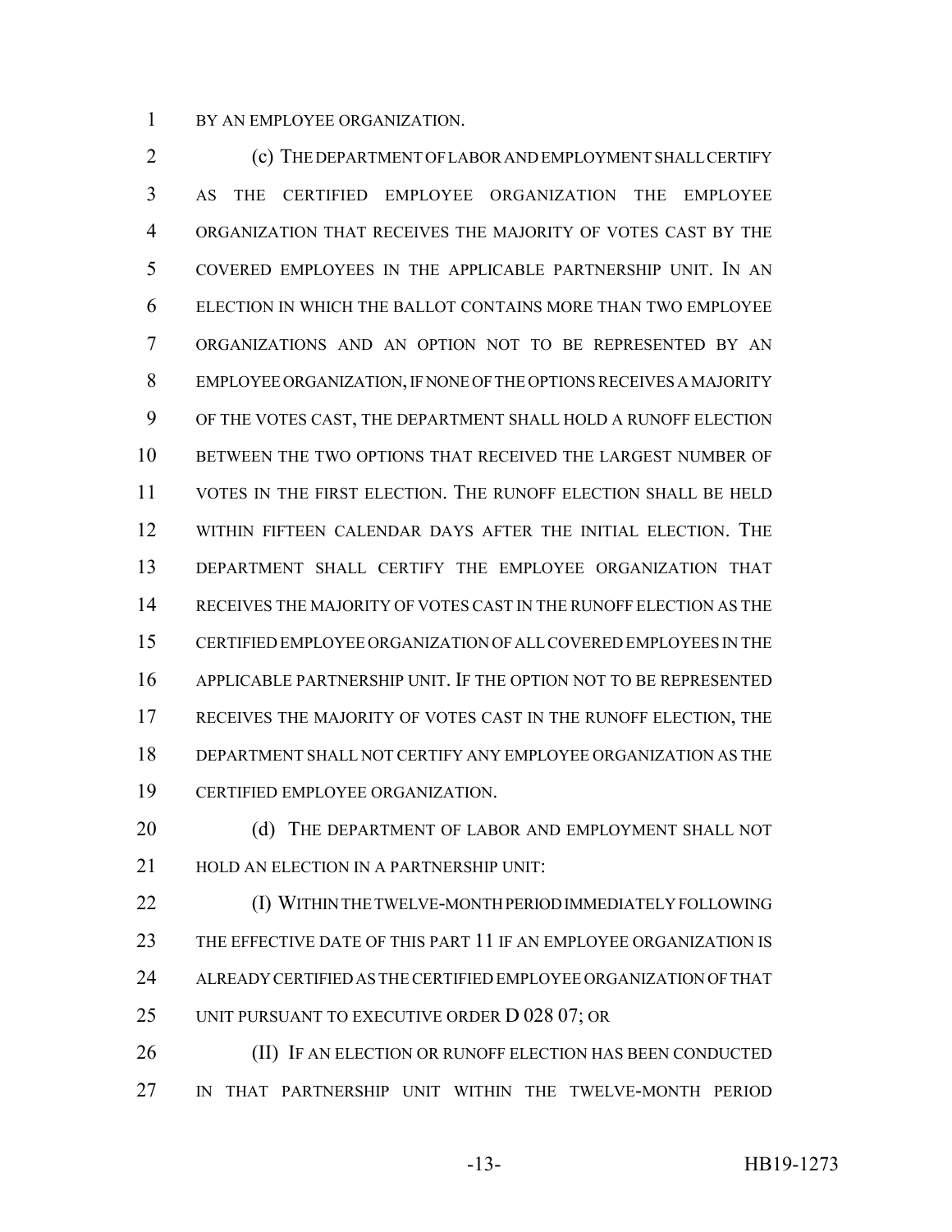BY AN EMPLOYEE ORGANIZATION.

(c) THE DEPARTMENT OF LABOR AND EMPLOYMENT SHALL CERTIFY AS THE CERTIFIED EMPLOYEE ORGANIZATION THE EMPLOYEE ORGANIZATION THAT RECEIVES THE MAJORITY OF VOTES CAST BY THE COVERED EMPLOYEES IN THE APPLICABLE PARTNERSHIP UNIT. IN AN ELECTION IN WHICH THE BALLOT CONTAINS MORE THAN TWO EMPLOYEE ORGANIZATIONS AND AN OPTION NOT TO BE REPRESENTED BY AN EMPLOYEE ORGANIZATION, IF NONE OF THE OPTIONS RECEIVES A MAJORITY OF THE VOTES CAST, THE DEPARTMENT SHALL HOLD A RUNOFF ELECTION BETWEEN THE TWO OPTIONS THAT RECEIVED THE LARGEST NUMBER OF VOTES IN THE FIRST ELECTION. THE RUNOFF ELECTION SHALL BE HELD WITHIN FIFTEEN CALENDAR DAYS AFTER THE INITIAL ELECTION. THE DEPARTMENT SHALL CERTIFY THE EMPLOYEE ORGANIZATION THAT RECEIVES THE MAJORITY OF VOTES CAST IN THE RUNOFF ELECTION AS THE CERTIFIED EMPLOYEE ORGANIZATION OF ALL COVERED EMPLOYEES IN THE APPLICABLE PARTNERSHIP UNIT. IF THE OPTION NOT TO BE REPRESENTED RECEIVES THE MAJORITY OF VOTES CAST IN THE RUNOFF ELECTION, THE DEPARTMENT SHALL NOT CERTIFY ANY EMPLOYEE ORGANIZATION AS THE CERTIFIED EMPLOYEE ORGANIZATION.

(d) THE DEPARTMENT OF LABOR AND EMPLOYMENT SHALL NOT HOLD AN ELECTION IN A PARTNERSHIP UNIT:

(I) WITHIN THE TWELVE-MONTH PERIOD IMMEDIATELY FOLLOWING THE EFFECTIVE DATE OF THIS PART 11 IF AN EMPLOYEE ORGANIZATION IS ALREADY CERTIFIED AS THE CERTIFIED EMPLOYEE ORGANIZATION OF THAT UNIT PURSUANT TO EXECUTIVE ORDER D 028 07; OR

(II) IF AN ELECTION OR RUNOFF ELECTION HAS BEEN CONDUCTED IN THAT PARTNERSHIP UNIT WITHIN THE TWELVE-MONTH PERIOD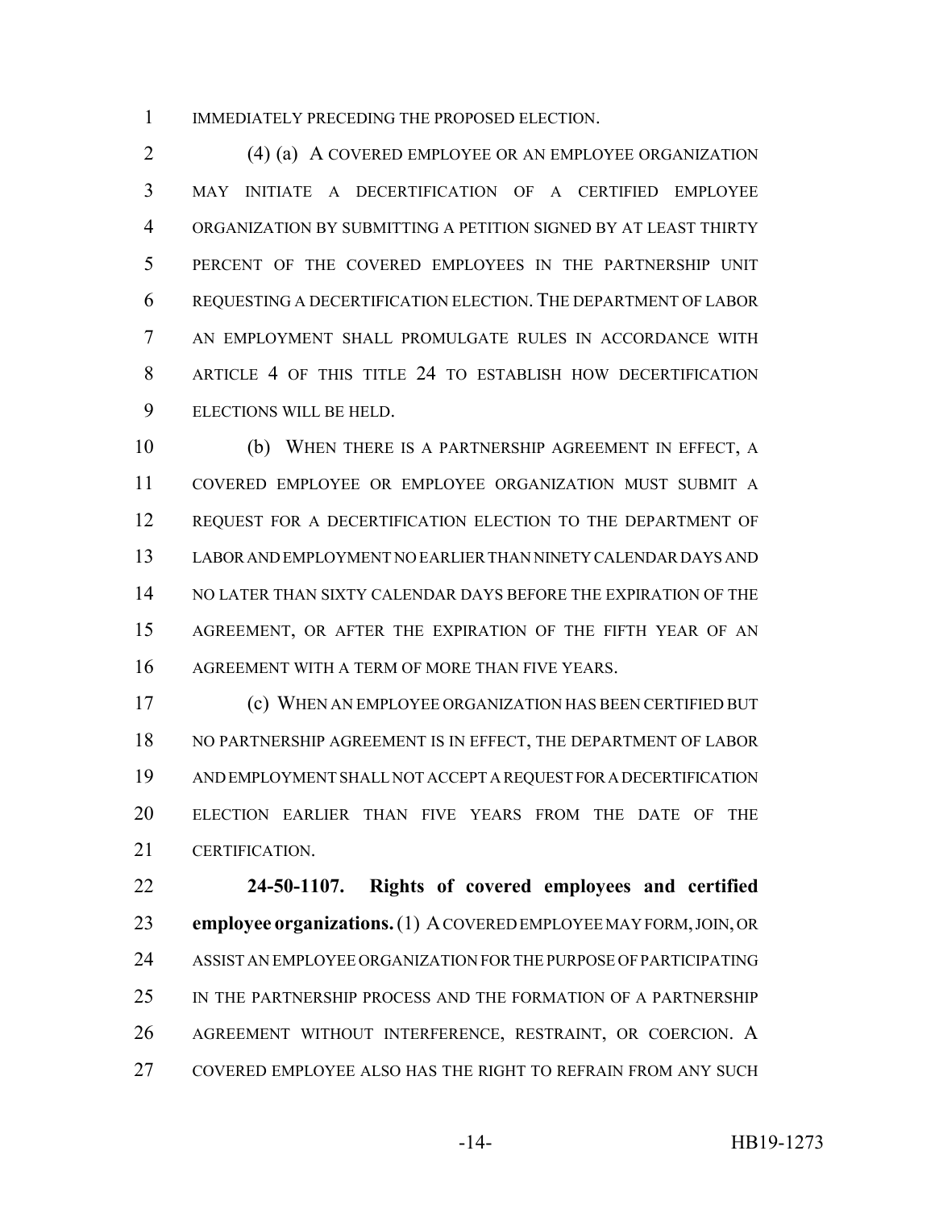IMMEDIATELY PRECEDING THE PROPOSED ELECTION.

(4) (a) A COVERED EMPLOYEE OR AN EMPLOYEE ORGANIZATION MAY INITIATE A DECERTIFICATION OF A CERTIFIED EMPLOYEE ORGANIZATION BY SUBMITTING A PETITION SIGNED BY AT LEAST THIRTY PERCENT OF THE COVERED EMPLOYEES IN THE PARTNERSHIP UNIT REQUESTING A DECERTIFICATION ELECTION. THE DEPARTMENT OF LABOR AN EMPLOYMENT SHALL PROMULGATE RULES IN ACCORDANCE WITH ARTICLE 4 OF THIS TITLE 24 TO ESTABLISH HOW DECERTIFICATION ELECTIONS WILL BE HELD.

(b) WHEN THERE IS A PARTNERSHIP AGREEMENT IN EFFECT, A COVERED EMPLOYEE OR EMPLOYEE ORGANIZATION MUST SUBMIT A REQUEST FOR A DECERTIFICATION ELECTION TO THE DEPARTMENT OF LABOR AND EMPLOYMENT NO EARLIER THAN NINETY CALENDAR DAYS AND NO LATER THAN SIXTY CALENDAR DAYS BEFORE THE EXPIRATION OF THE AGREEMENT, OR AFTER THE EXPIRATION OF THE FIFTH YEAR OF AN AGREEMENT WITH A TERM OF MORE THAN FIVE YEARS.

(c) WHEN AN EMPLOYEE ORGANIZATION HAS BEEN CERTIFIED BUT NO PARTNERSHIP AGREEMENT IS IN EFFECT, THE DEPARTMENT OF LABOR AND EMPLOYMENT SHALL NOT ACCEPT A REQUEST FOR A DECERTIFICATION ELECTION EARLIER THAN FIVE YEARS FROM THE DATE OF THE CERTIFICATION.

**24-50-1107. Rights of covered employees and certified employee organizations.** (1) A COVERED EMPLOYEE MAY FORM, JOIN, OR ASSIST AN EMPLOYEE ORGANIZATION FOR THE PURPOSE OF PARTICIPATING IN THE PARTNERSHIP PROCESS AND THE FORMATION OF A PARTNERSHIP AGREEMENT WITHOUT INTERFERENCE, RESTRAINT, OR COERCION. A COVERED EMPLOYEE ALSO HAS THE RIGHT TO REFRAIN FROM ANY SUCH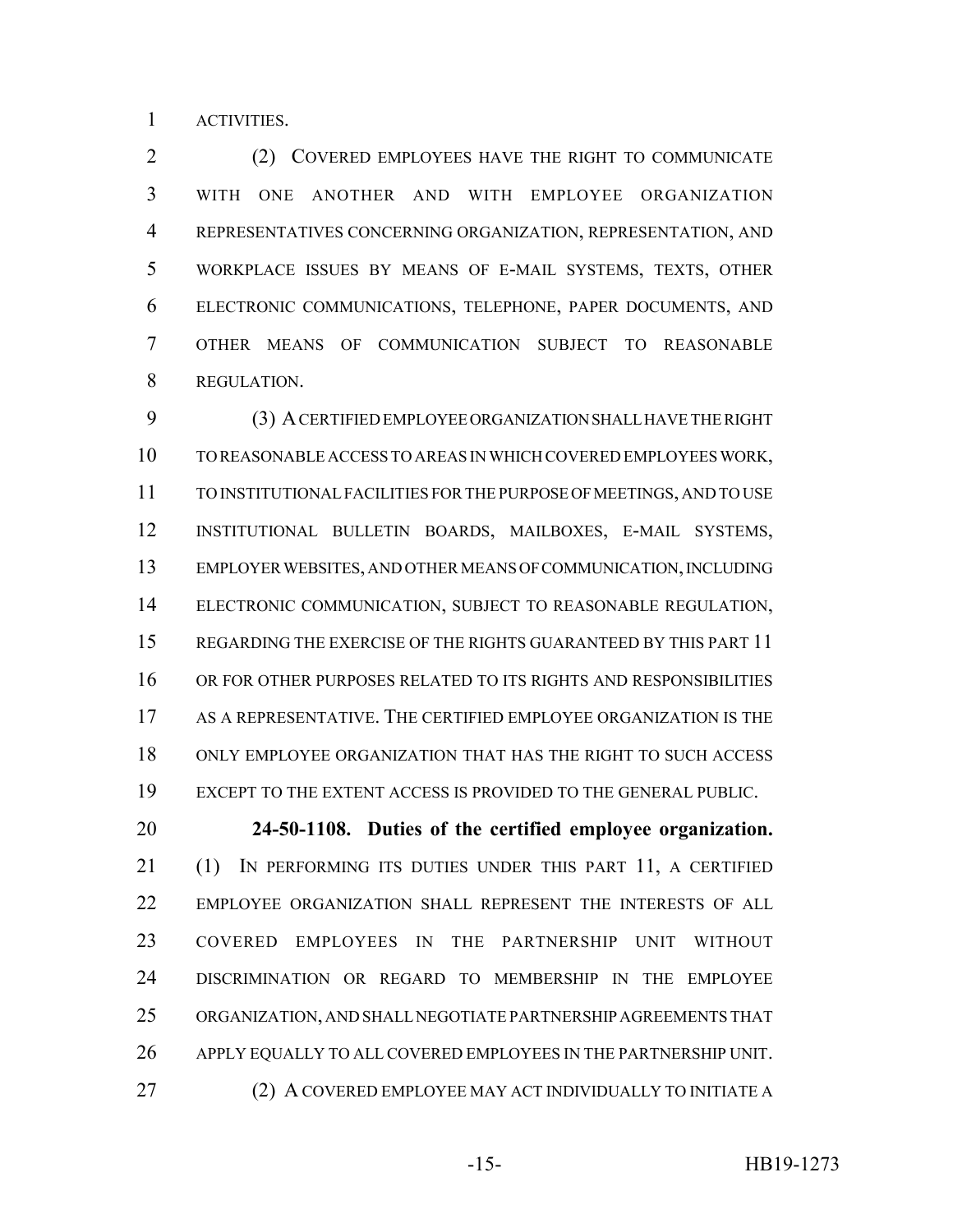ACTIVITIES.

(2) COVERED EMPLOYEES HAVE THE RIGHT TO COMMUNICATE WITH ONE ANOTHER AND WITH EMPLOYEE ORGANIZATION REPRESENTATIVES CONCERNING ORGANIZATION, REPRESENTATION, AND WORKPLACE ISSUES BY MEANS OF E-MAIL SYSTEMS, TEXTS, OTHER ELECTRONIC COMMUNICATIONS, TELEPHONE, PAPER DOCUMENTS, AND OTHER MEANS OF COMMUNICATION SUBJECT TO REASONABLE REGULATION.

(3) A CERTIFIED EMPLOYEE ORGANIZATION SHALL HAVE THE RIGHT TO REASONABLE ACCESS TO AREAS IN WHICH COVERED EMPLOYEES WORK, TO INSTITUTIONAL FACILITIES FOR THE PURPOSE OF MEETINGS, AND TO USE INSTITUTIONAL BULLETIN BOARDS, MAILBOXES, E-MAIL SYSTEMS, EMPLOYER WEBSITES, AND OTHER MEANS OF COMMUNICATION, INCLUDING ELECTRONIC COMMUNICATION, SUBJECT TO REASONABLE REGULATION, REGARDING THE EXERCISE OF THE RIGHTS GUARANTEED BY THIS PART 11 OR FOR OTHER PURPOSES RELATED TO ITS RIGHTS AND RESPONSIBILITIES AS A REPRESENTATIVE. THE CERTIFIED EMPLOYEE ORGANIZATION IS THE ONLY EMPLOYEE ORGANIZATION THAT HAS THE RIGHT TO SUCH ACCESS EXCEPT TO THE EXTENT ACCESS IS PROVIDED TO THE GENERAL PUBLIC.

**24-50-1108. Duties of the certified employee organization.** (1) IN PERFORMING ITS DUTIES UNDER THIS PART 11, A CERTIFIED EMPLOYEE ORGANIZATION SHALL REPRESENT THE INTERESTS OF ALL COVERED EMPLOYEES IN THE PARTNERSHIP UNIT WITHOUT DISCRIMINATION OR REGARD TO MEMBERSHIP IN THE EMPLOYEE ORGANIZATION, AND SHALL NEGOTIATE PARTNERSHIP AGREEMENTS THAT APPLY EQUALLY TO ALL COVERED EMPLOYEES IN THE PARTNERSHIP UNIT.

(2) A COVERED EMPLOYEE MAY ACT INDIVIDUALLY TO INITIATE A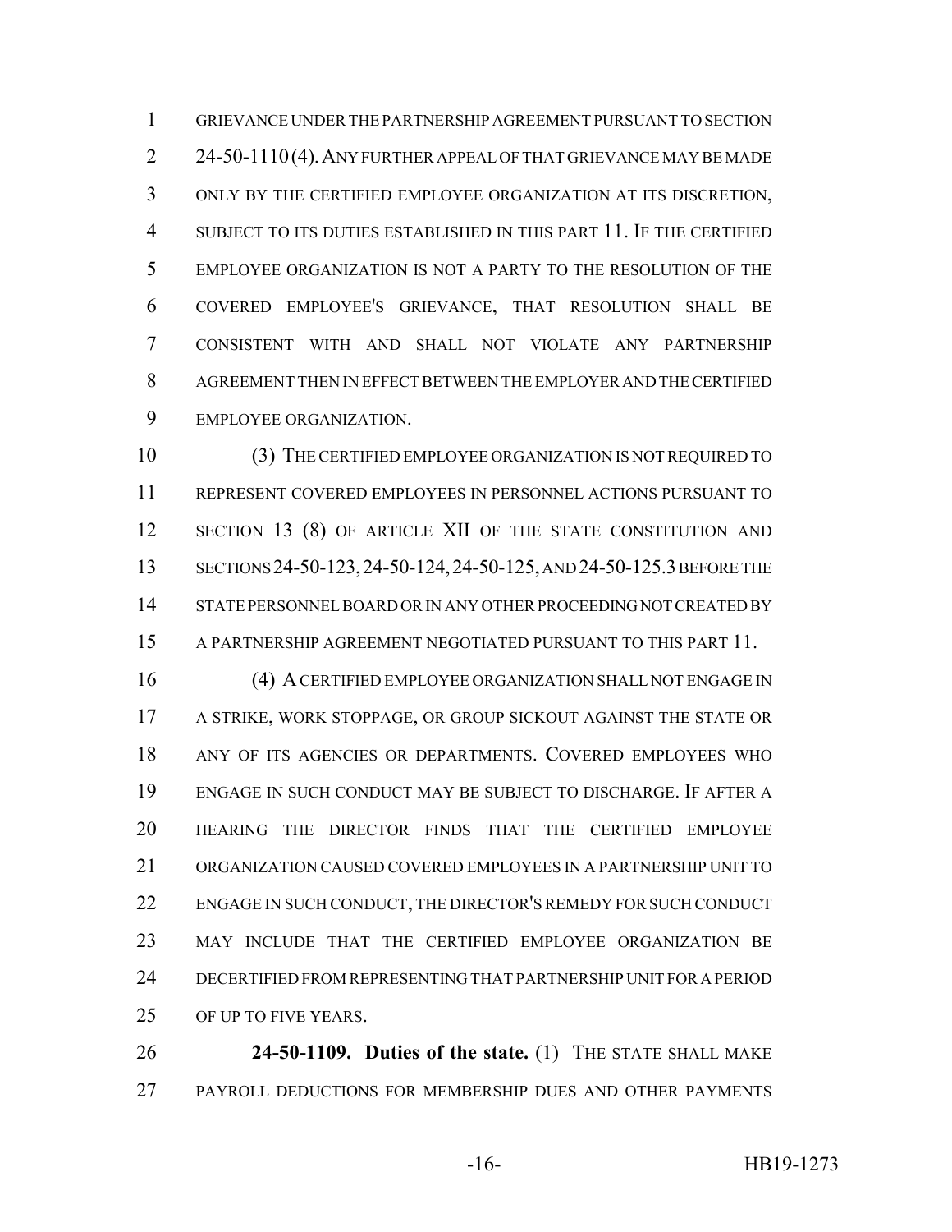GRIEVANCE UNDER THE PARTNERSHIP AGREEMENT PURSUANT TO SECTION 24-50-1110 (4). ANY FURTHER APPEAL OF THAT GRIEVANCE MAY BE MADE ONLY BY THE CERTIFIED EMPLOYEE ORGANIZATION AT ITS DISCRETION, SUBJECT TO ITS DUTIES ESTABLISHED IN THIS PART 11. IF THE CERTIFIED EMPLOYEE ORGANIZATION IS NOT A PARTY TO THE RESOLUTION OF THE COVERED EMPLOYEE'S GRIEVANCE, THAT RESOLUTION SHALL BE CONSISTENT WITH AND SHALL NOT VIOLATE ANY PARTNERSHIP AGREEMENT THEN IN EFFECT BETWEEN THE EMPLOYER AND THE CERTIFIED EMPLOYEE ORGANIZATION.

(3) THE CERTIFIED EMPLOYEE ORGANIZATION IS NOT REQUIRED TO REPRESENT COVERED EMPLOYEES IN PERSONNEL ACTIONS PURSUANT TO SECTION 13 (8) OF ARTICLE XII OF THE STATE CONSTITUTION AND SECTIONS 24-50-123, 24-50-124, 24-50-125, AND 24-50-125.3 BEFORE THE STATE PERSONNEL BOARD OR IN ANY OTHER PROCEEDING NOT CREATED BY A PARTNERSHIP AGREEMENT NEGOTIATED PURSUANT TO THIS PART 11.

(4) A CERTIFIED EMPLOYEE ORGANIZATION SHALL NOT ENGAGE IN A STRIKE, WORK STOPPAGE, OR GROUP SICKOUT AGAINST THE STATE OR ANY OF ITS AGENCIES OR DEPARTMENTS. COVERED EMPLOYEES WHO ENGAGE IN SUCH CONDUCT MAY BE SUBJECT TO DISCHARGE. IF AFTER A HEARING THE DIRECTOR FINDS THAT THE CERTIFIED EMPLOYEE ORGANIZATION CAUSED COVERED EMPLOYEES IN A PARTNERSHIP UNIT TO ENGAGE IN SUCH CONDUCT, THE DIRECTOR'S REMEDY FOR SUCH CONDUCT MAY INCLUDE THAT THE CERTIFIED EMPLOYEE ORGANIZATION BE DECERTIFIED FROM REPRESENTING THAT PARTNERSHIP UNIT FOR A PERIOD OF UP TO FIVE YEARS.

**24-50-1109. Duties of the state.** (1) THE STATE SHALL MAKE PAYROLL DEDUCTIONS FOR MEMBERSHIP DUES AND OTHER PAYMENTS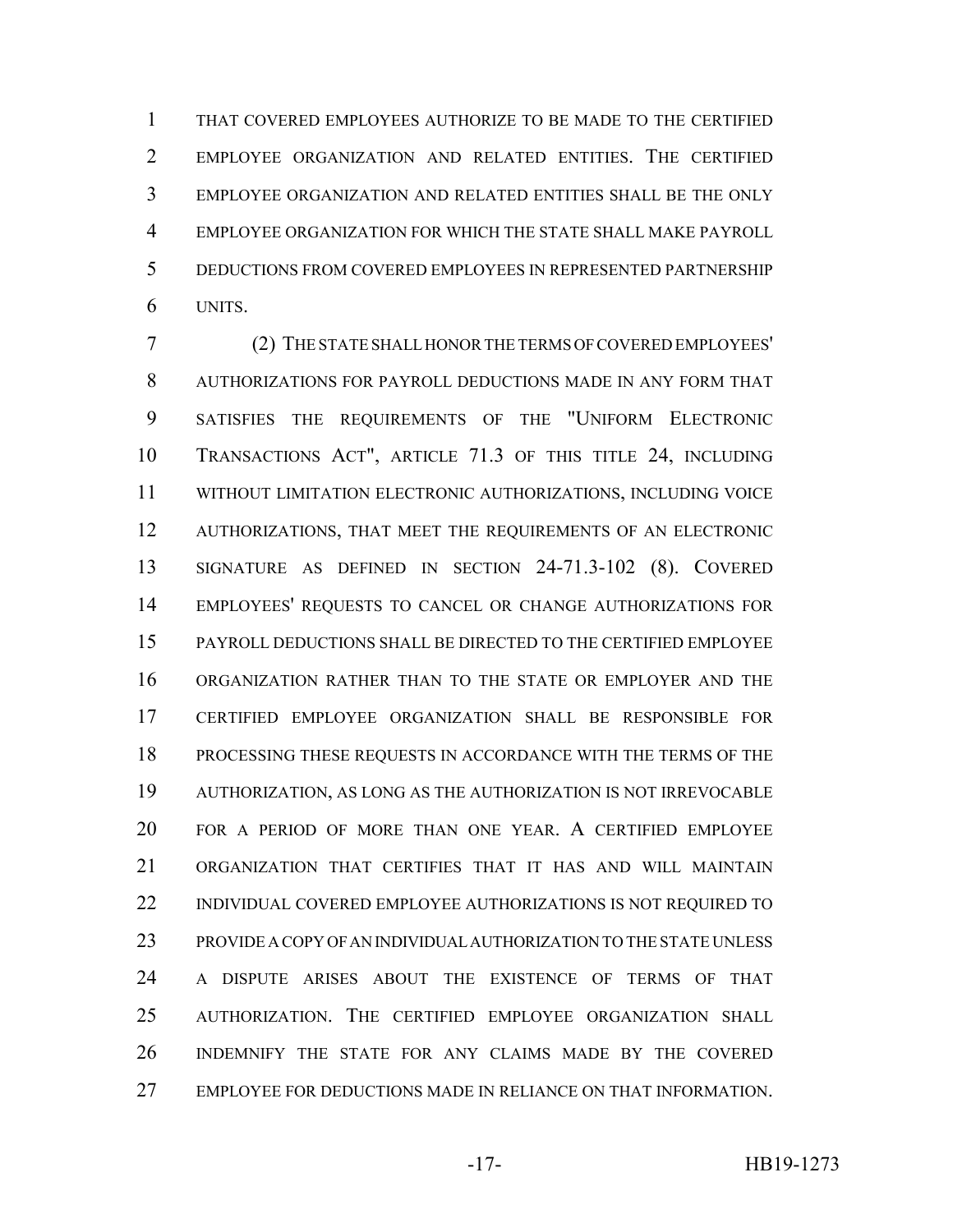THAT COVERED EMPLOYEES AUTHORIZE TO BE MADE TO THE CERTIFIED EMPLOYEE ORGANIZATION AND RELATED ENTITIES. THE CERTIFIED EMPLOYEE ORGANIZATION AND RELATED ENTITIES SHALL BE THE ONLY EMPLOYEE ORGANIZATION FOR WHICH THE STATE SHALL MAKE PAYROLL DEDUCTIONS FROM COVERED EMPLOYEES IN REPRESENTED PARTNERSHIP UNITS.

(2) THE STATE SHALL HONOR THE TERMS OF COVERED EMPLOYEES' AUTHORIZATIONS FOR PAYROLL DEDUCTIONS MADE IN ANY FORM THAT SATISFIES THE REQUIREMENTS OF THE "UNIFORM ELECTRONIC TRANSACTIONS ACT", ARTICLE 71.3 OF THIS TITLE 24, INCLUDING WITHOUT LIMITATION ELECTRONIC AUTHORIZATIONS, INCLUDING VOICE AUTHORIZATIONS, THAT MEET THE REQUIREMENTS OF AN ELECTRONIC SIGNATURE AS DEFINED IN SECTION 24-71.3-102 (8). COVERED EMPLOYEES' REQUESTS TO CANCEL OR CHANGE AUTHORIZATIONS FOR PAYROLL DEDUCTIONS SHALL BE DIRECTED TO THE CERTIFIED EMPLOYEE ORGANIZATION RATHER THAN TO THE STATE OR EMPLOYER AND THE CERTIFIED EMPLOYEE ORGANIZATION SHALL BE RESPONSIBLE FOR PROCESSING THESE REQUESTS IN ACCORDANCE WITH THE TERMS OF THE AUTHORIZATION, AS LONG AS THE AUTHORIZATION IS NOT IRREVOCABLE FOR A PERIOD OF MORE THAN ONE YEAR. A CERTIFIED EMPLOYEE ORGANIZATION THAT CERTIFIES THAT IT HAS AND WILL MAINTAIN INDIVIDUAL COVERED EMPLOYEE AUTHORIZATIONS IS NOT REQUIRED TO PROVIDE A COPY OF AN INDIVIDUAL AUTHORIZATION TO THE STATE UNLESS A DISPUTE ARISES ABOUT THE EXISTENCE OF TERMS OF THAT AUTHORIZATION. THE CERTIFIED EMPLOYEE ORGANIZATION SHALL INDEMNIFY THE STATE FOR ANY CLAIMS MADE BY THE COVERED EMPLOYEE FOR DEDUCTIONS MADE IN RELIANCE ON THAT INFORMATION.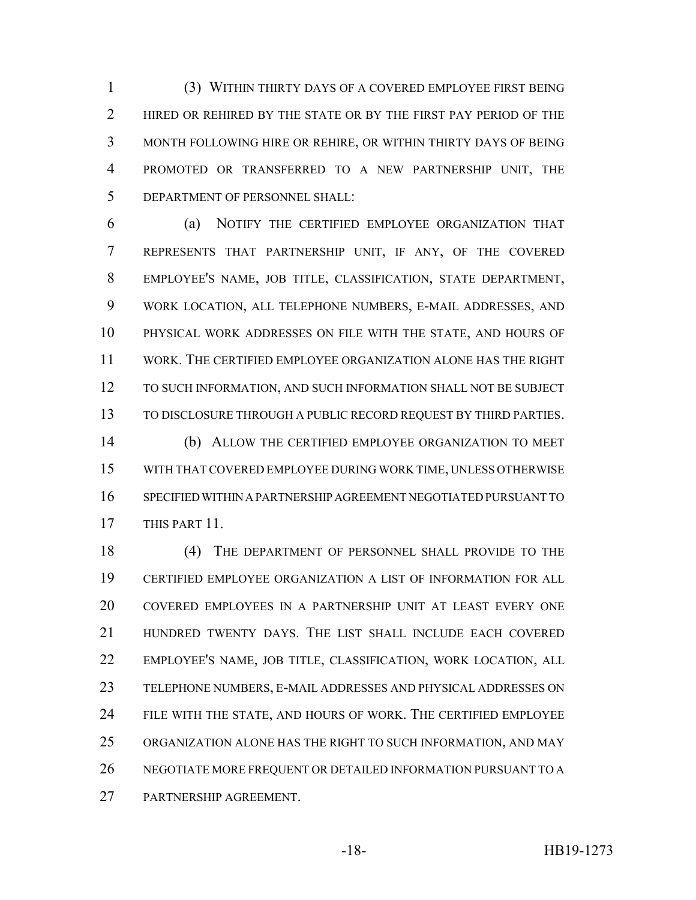(3) WITHIN THIRTY DAYS OF A COVERED EMPLOYEE FIRST BEING HIRED OR REHIRED BY THE STATE OR BY THE FIRST PAY PERIOD OF THE MONTH FOLLOWING HIRE OR REHIRE, OR WITHIN THIRTY DAYS OF BEING PROMOTED OR TRANSFERRED TO A NEW PARTNERSHIP UNIT, THE DEPARTMENT OF PERSONNEL SHALL:

(a) NOTIFY THE CERTIFIED EMPLOYEE ORGANIZATION THAT REPRESENTS THAT PARTNERSHIP UNIT, IF ANY, OF THE COVERED EMPLOYEE'S NAME, JOB TITLE, CLASSIFICATION, STATE DEPARTMENT, WORK LOCATION, ALL TELEPHONE NUMBERS, E-MAIL ADDRESSES, AND PHYSICAL WORK ADDRESSES ON FILE WITH THE STATE, AND HOURS OF WORK. THE CERTIFIED EMPLOYEE ORGANIZATION ALONE HAS THE RIGHT TO SUCH INFORMATION, AND SUCH INFORMATION SHALL NOT BE SUBJECT TO DISCLOSURE THROUGH A PUBLIC RECORD REQUEST BY THIRD PARTIES.

(b) ALLOW THE CERTIFIED EMPLOYEE ORGANIZATION TO MEET WITH THAT COVERED EMPLOYEE DURING WORK TIME, UNLESS OTHERWISE SPECIFIED WITHIN A PARTNERSHIP AGREEMENT NEGOTIATED PURSUANT TO THIS PART 11.

(4) THE DEPARTMENT OF PERSONNEL SHALL PROVIDE TO THE CERTIFIED EMPLOYEE ORGANIZATION A LIST OF INFORMATION FOR ALL COVERED EMPLOYEES IN A PARTNERSHIP UNIT AT LEAST EVERY ONE HUNDRED TWENTY DAYS. THE LIST SHALL INCLUDE EACH COVERED EMPLOYEE'S NAME, JOB TITLE, CLASSIFICATION, WORK LOCATION, ALL TELEPHONE NUMBERS, E-MAIL ADDRESSES AND PHYSICAL ADDRESSES ON FILE WITH THE STATE, AND HOURS OF WORK. THE CERTIFIED EMPLOYEE ORGANIZATION ALONE HAS THE RIGHT TO SUCH INFORMATION, AND MAY NEGOTIATE MORE FREQUENT OR DETAILED INFORMATION PURSUANT TO A PARTNERSHIP AGREEMENT.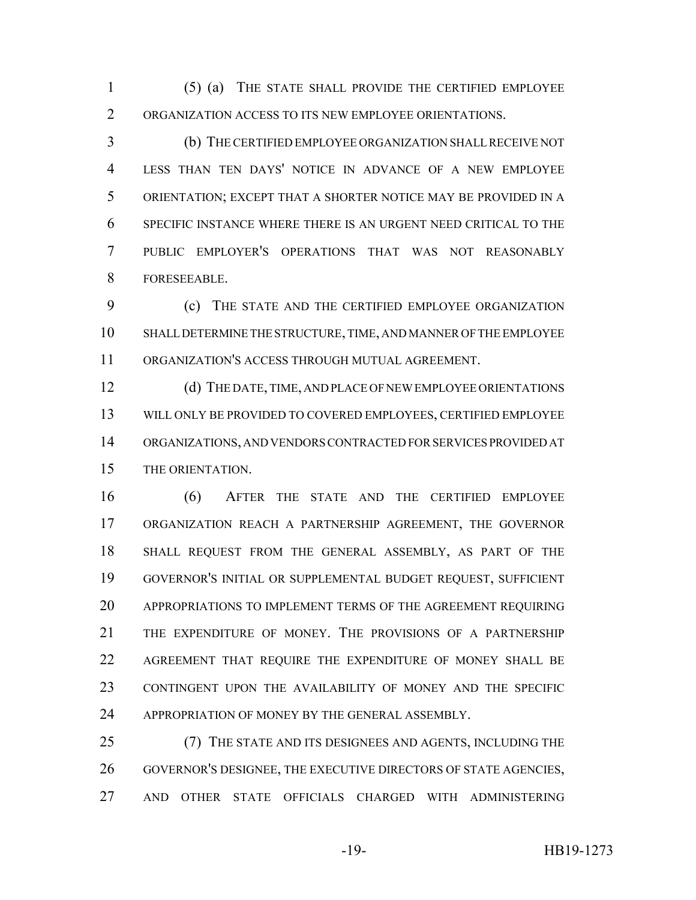(5) (a) THE STATE SHALL PROVIDE THE CERTIFIED EMPLOYEE ORGANIZATION ACCESS TO ITS NEW EMPLOYEE ORIENTATIONS.

(b) THE CERTIFIED EMPLOYEE ORGANIZATION SHALL RECEIVE NOT LESS THAN TEN DAYS' NOTICE IN ADVANCE OF A NEW EMPLOYEE ORIENTATION; EXCEPT THAT A SHORTER NOTICE MAY BE PROVIDED IN A SPECIFIC INSTANCE WHERE THERE IS AN URGENT NEED CRITICAL TO THE PUBLIC EMPLOYER'S OPERATIONS THAT WAS NOT REASONABLY FORESEEABLE.

(c) THE STATE AND THE CERTIFIED EMPLOYEE ORGANIZATION SHALL DETERMINE THE STRUCTURE, TIME, AND MANNER OF THE EMPLOYEE ORGANIZATION'S ACCESS THROUGH MUTUAL AGREEMENT.

(d) THE DATE, TIME, AND PLACE OF NEW EMPLOYEE ORIENTATIONS WILL ONLY BE PROVIDED TO COVERED EMPLOYEES, CERTIFIED EMPLOYEE ORGANIZATIONS, AND VENDORS CONTRACTED FOR SERVICES PROVIDED AT THE ORIENTATION.

(6) AFTER THE STATE AND THE CERTIFIED EMPLOYEE ORGANIZATION REACH A PARTNERSHIP AGREEMENT, THE GOVERNOR SHALL REQUEST FROM THE GENERAL ASSEMBLY, AS PART OF THE GOVERNOR'S INITIAL OR SUPPLEMENTAL BUDGET REQUEST, SUFFICIENT APPROPRIATIONS TO IMPLEMENT TERMS OF THE AGREEMENT REQUIRING THE EXPENDITURE OF MONEY. THE PROVISIONS OF A PARTNERSHIP AGREEMENT THAT REQUIRE THE EXPENDITURE OF MONEY SHALL BE CONTINGENT UPON THE AVAILABILITY OF MONEY AND THE SPECIFIC APPROPRIATION OF MONEY BY THE GENERAL ASSEMBLY.

(7) THE STATE AND ITS DESIGNEES AND AGENTS, INCLUDING THE GOVERNOR'S DESIGNEE, THE EXECUTIVE DIRECTORS OF STATE AGENCIES, AND OTHER STATE OFFICIALS CHARGED WITH ADMINISTERING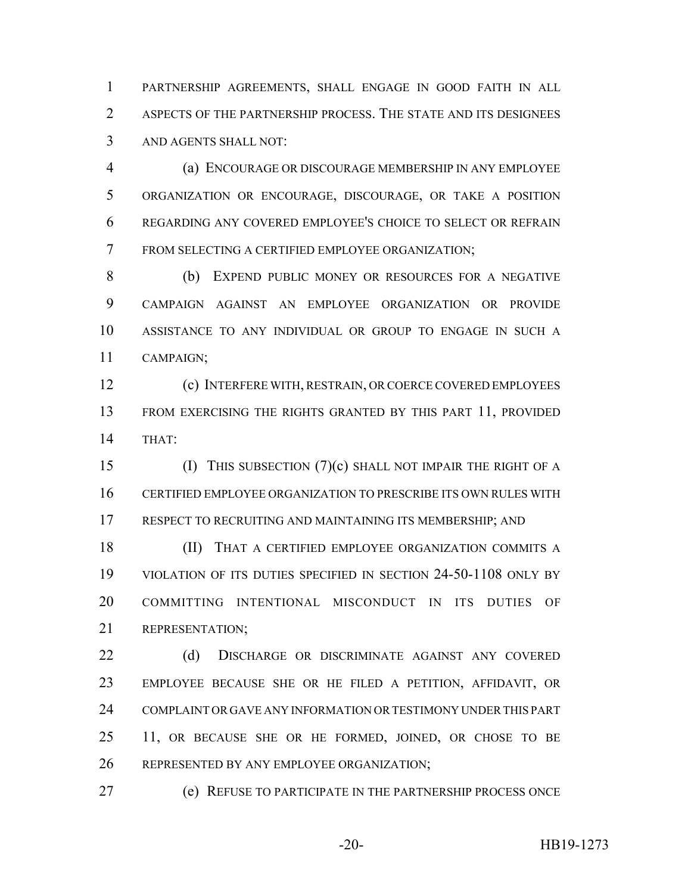PARTNERSHIP AGREEMENTS, SHALL ENGAGE IN GOOD FAITH IN ALL ASPECTS OF THE PARTNERSHIP PROCESS. THE STATE AND ITS DESIGNEES AND AGENTS SHALL NOT:

(a) ENCOURAGE OR DISCOURAGE MEMBERSHIP IN ANY EMPLOYEE ORGANIZATION OR ENCOURAGE, DISCOURAGE, OR TAKE A POSITION REGARDING ANY COVERED EMPLOYEE'S CHOICE TO SELECT OR REFRAIN FROM SELECTING A CERTIFIED EMPLOYEE ORGANIZATION;

(b) EXPEND PUBLIC MONEY OR RESOURCES FOR A NEGATIVE CAMPAIGN AGAINST AN EMPLOYEE ORGANIZATION OR PROVIDE ASSISTANCE TO ANY INDIVIDUAL OR GROUP TO ENGAGE IN SUCH A CAMPAIGN;

(c) INTERFERE WITH, RESTRAIN, OR COERCE COVERED EMPLOYEES FROM EXERCISING THE RIGHTS GRANTED BY THIS PART 11, PROVIDED THAT:

(I) THIS SUBSECTION (7)(c) SHALL NOT IMPAIR THE RIGHT OF A CERTIFIED EMPLOYEE ORGANIZATION TO PRESCRIBE ITS OWN RULES WITH RESPECT TO RECRUITING AND MAINTAINING ITS MEMBERSHIP; AND

(II) THAT A CERTIFIED EMPLOYEE ORGANIZATION COMMITS A VIOLATION OF ITS DUTIES SPECIFIED IN SECTION 24-50-1108 ONLY BY COMMITTING INTENTIONAL MISCONDUCT IN ITS DUTIES OF REPRESENTATION;

(d) DISCHARGE OR DISCRIMINATE AGAINST ANY COVERED EMPLOYEE BECAUSE SHE OR HE FILED A PETITION, AFFIDAVIT, OR COMPLAINT OR GAVE ANY INFORMATION OR TESTIMONY UNDER THIS PART 11, OR BECAUSE SHE OR HE FORMED, JOINED, OR CHOSE TO BE REPRESENTED BY ANY EMPLOYEE ORGANIZATION;

(e) REFUSE TO PARTICIPATE IN THE PARTNERSHIP PROCESS ONCE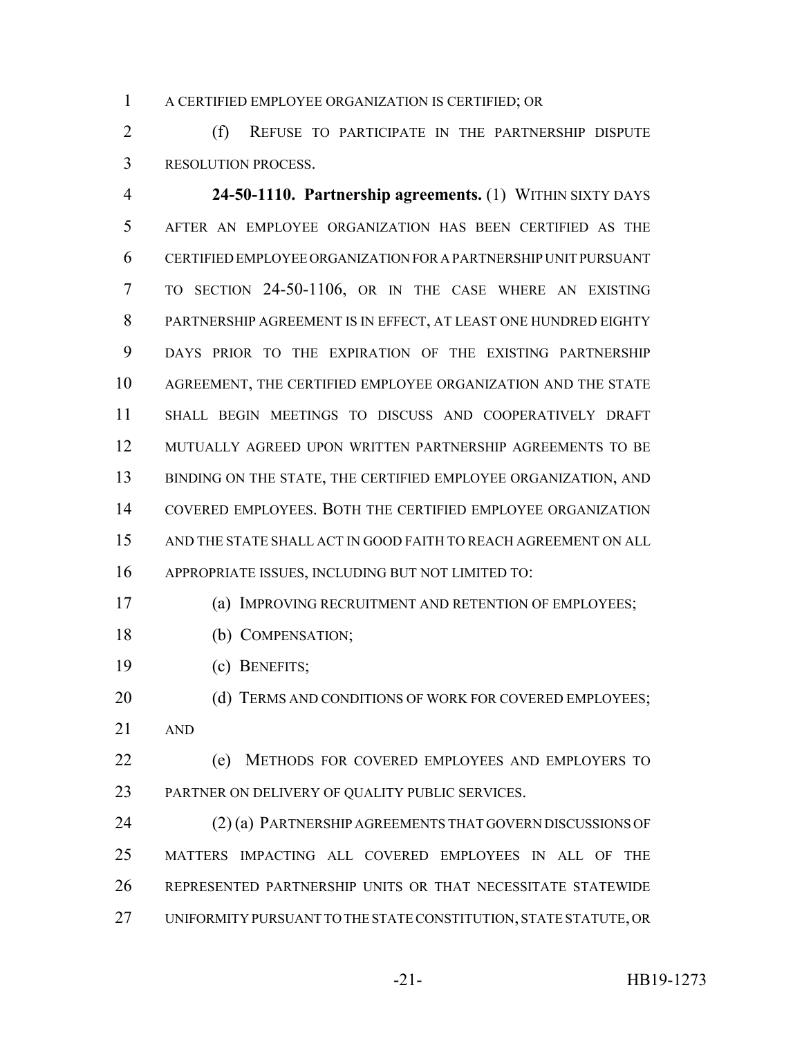A CERTIFIED EMPLOYEE ORGANIZATION IS CERTIFIED; OR

(f) REFUSE TO PARTICIPATE IN THE PARTNERSHIP DISPUTE RESOLUTION PROCESS.

**24-50-1110. Partnership agreements.** (1) WITHIN SIXTY DAYS AFTER AN EMPLOYEE ORGANIZATION HAS BEEN CERTIFIED AS THE CERTIFIED EMPLOYEE ORGANIZATION FOR A PARTNERSHIP UNIT PURSUANT TO SECTION 24-50-1106, OR IN THE CASE WHERE AN EXISTING PARTNERSHIP AGREEMENT IS IN EFFECT, AT LEAST ONE HUNDRED EIGHTY DAYS PRIOR TO THE EXPIRATION OF THE EXISTING PARTNERSHIP AGREEMENT, THE CERTIFIED EMPLOYEE ORGANIZATION AND THE STATE SHALL BEGIN MEETINGS TO DISCUSS AND COOPERATIVELY DRAFT MUTUALLY AGREED UPON WRITTEN PARTNERSHIP AGREEMENTS TO BE BINDING ON THE STATE, THE CERTIFIED EMPLOYEE ORGANIZATION, AND COVERED EMPLOYEES. BOTH THE CERTIFIED EMPLOYEE ORGANIZATION AND THE STATE SHALL ACT IN GOOD FAITH TO REACH AGREEMENT ON ALL APPROPRIATE ISSUES, INCLUDING BUT NOT LIMITED TO:

(a) IMPROVING RECRUITMENT AND RETENTION OF EMPLOYEES;

(b) COMPENSATION;

(c) BENEFITS;

(d) TERMS AND CONDITIONS OF WORK FOR COVERED EMPLOYEES; AND

(e) METHODS FOR COVERED EMPLOYEES AND EMPLOYERS TO PARTNER ON DELIVERY OF QUALITY PUBLIC SERVICES.

(2) (a) PARTNERSHIP AGREEMENTS THAT GOVERN DISCUSSIONS OF MATTERS IMPACTING ALL COVERED EMPLOYEES IN ALL OF THE REPRESENTED PARTNERSHIP UNITS OR THAT NECESSITATE STATEWIDE UNIFORMITY PURSUANT TO THE STATE CONSTITUTION, STATE STATUTE, OR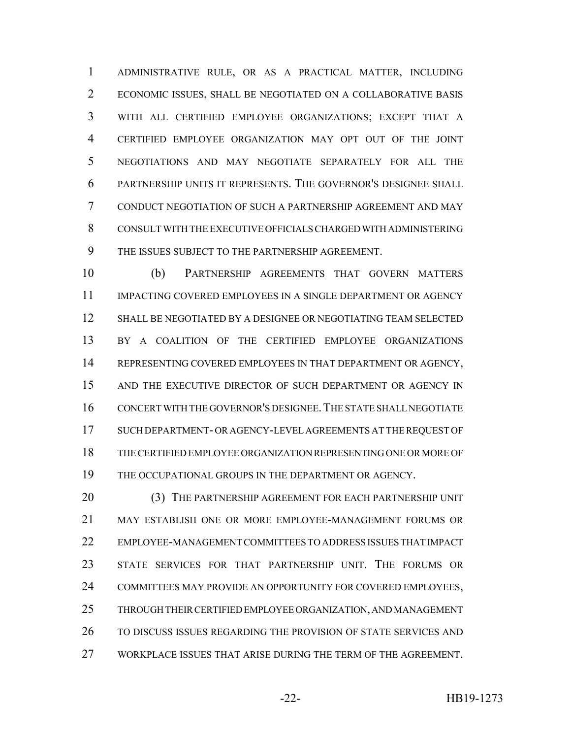ADMINISTRATIVE RULE, OR AS A PRACTICAL MATTER, INCLUDING ECONOMIC ISSUES, SHALL BE NEGOTIATED ON A COLLABORATIVE BASIS WITH ALL CERTIFIED EMPLOYEE ORGANIZATIONS; EXCEPT THAT A CERTIFIED EMPLOYEE ORGANIZATION MAY OPT OUT OF THE JOINT NEGOTIATIONS AND MAY NEGOTIATE SEPARATELY FOR ALL THE PARTNERSHIP UNITS IT REPRESENTS. THE GOVERNOR'S DESIGNEE SHALL CONDUCT NEGOTIATION OF SUCH A PARTNERSHIP AGREEMENT AND MAY CONSULT WITH THE EXECUTIVE OFFICIALS CHARGED WITH ADMINISTERING THE ISSUES SUBJECT TO THE PARTNERSHIP AGREEMENT.

(b) PARTNERSHIP AGREEMENTS THAT GOVERN MATTERS IMPACTING COVERED EMPLOYEES IN A SINGLE DEPARTMENT OR AGENCY SHALL BE NEGOTIATED BY A DESIGNEE OR NEGOTIATING TEAM SELECTED BY A COALITION OF THE CERTIFIED EMPLOYEE ORGANIZATIONS REPRESENTING COVERED EMPLOYEES IN THAT DEPARTMENT OR AGENCY, AND THE EXECUTIVE DIRECTOR OF SUCH DEPARTMENT OR AGENCY IN CONCERT WITH THE GOVERNOR'S DESIGNEE. THE STATE SHALL NEGOTIATE SUCH DEPARTMENT- OR AGENCY-LEVEL AGREEMENTS AT THE REQUEST OF THE CERTIFIED EMPLOYEE ORGANIZATION REPRESENTING ONE OR MORE OF THE OCCUPATIONAL GROUPS IN THE DEPARTMENT OR AGENCY.

(3) THE PARTNERSHIP AGREEMENT FOR EACH PARTNERSHIP UNIT MAY ESTABLISH ONE OR MORE EMPLOYEE-MANAGEMENT FORUMS OR EMPLOYEE-MANAGEMENT COMMITTEES TO ADDRESS ISSUES THAT IMPACT STATE SERVICES FOR THAT PARTNERSHIP UNIT. THE FORUMS OR COMMITTEES MAY PROVIDE AN OPPORTUNITY FOR COVERED EMPLOYEES, THROUGH THEIR CERTIFIED EMPLOYEE ORGANIZATION, AND MANAGEMENT TO DISCUSS ISSUES REGARDING THE PROVISION OF STATE SERVICES AND WORKPLACE ISSUES THAT ARISE DURING THE TERM OF THE AGREEMENT.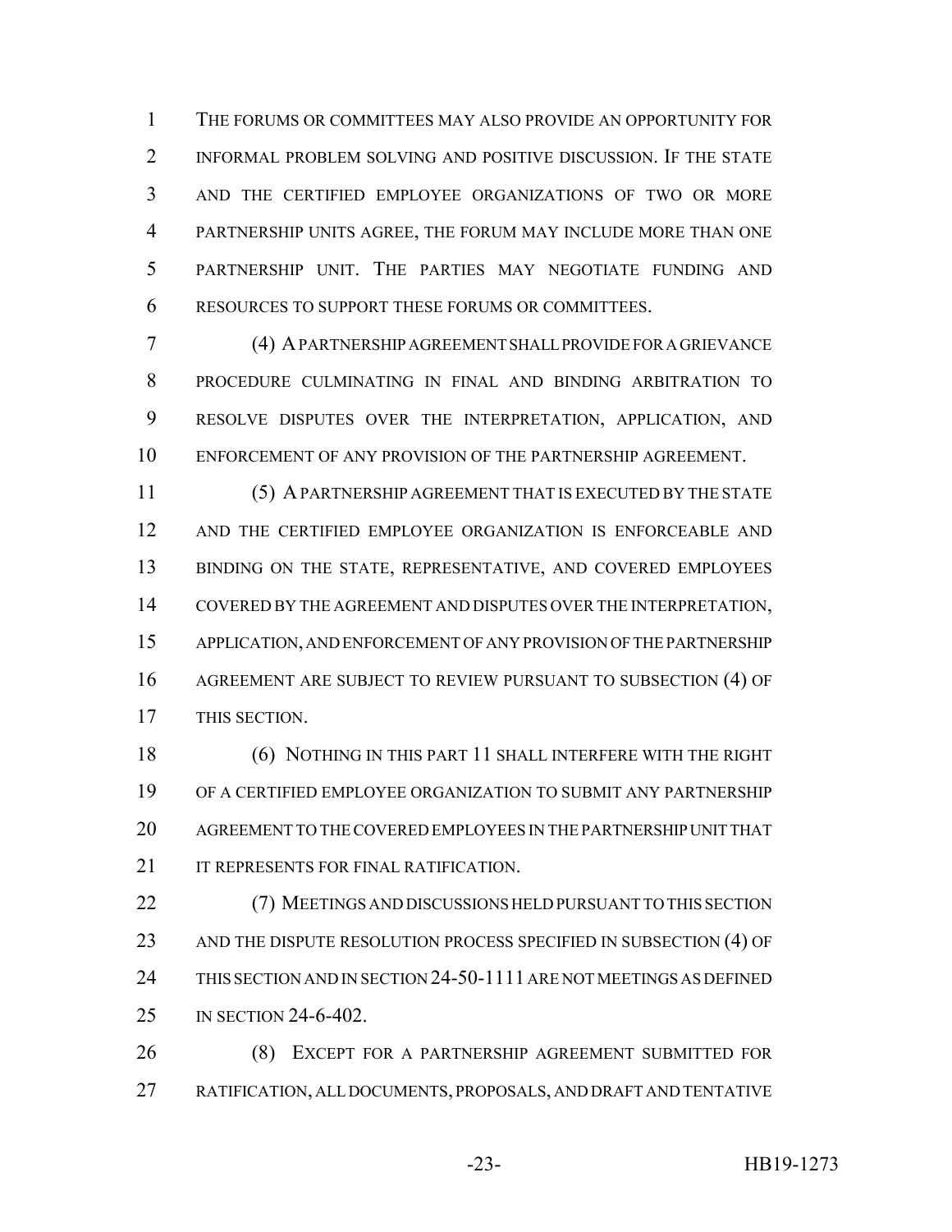THE FORUMS OR COMMITTEES MAY ALSO PROVIDE AN OPPORTUNITY FOR INFORMAL PROBLEM SOLVING AND POSITIVE DISCUSSION. IF THE STATE AND THE CERTIFIED EMPLOYEE ORGANIZATIONS OF TWO OR MORE PARTNERSHIP UNITS AGREE, THE FORUM MAY INCLUDE MORE THAN ONE PARTNERSHIP UNIT. THE PARTIES MAY NEGOTIATE FUNDING AND RESOURCES TO SUPPORT THESE FORUMS OR COMMITTEES.

(4) A PARTNERSHIP AGREEMENT SHALL PROVIDE FOR A GRIEVANCE PROCEDURE CULMINATING IN FINAL AND BINDING ARBITRATION TO RESOLVE DISPUTES OVER THE INTERPRETATION, APPLICATION, AND ENFORCEMENT OF ANY PROVISION OF THE PARTNERSHIP AGREEMENT.

(5) A PARTNERSHIP AGREEMENT THAT IS EXECUTED BY THE STATE AND THE CERTIFIED EMPLOYEE ORGANIZATION IS ENFORCEABLE AND BINDING ON THE STATE, REPRESENTATIVE, AND COVERED EMPLOYEES COVERED BY THE AGREEMENT AND DISPUTES OVER THE INTERPRETATION, APPLICATION, AND ENFORCEMENT OF ANY PROVISION OF THE PARTNERSHIP AGREEMENT ARE SUBJECT TO REVIEW PURSUANT TO SUBSECTION (4) OF THIS SECTION.

(6) NOTHING IN THIS PART 11 SHALL INTERFERE WITH THE RIGHT OF A CERTIFIED EMPLOYEE ORGANIZATION TO SUBMIT ANY PARTNERSHIP AGREEMENT TO THE COVERED EMPLOYEES IN THE PARTNERSHIP UNIT THAT IT REPRESENTS FOR FINAL RATIFICATION.

(7) MEETINGS AND DISCUSSIONS HELD PURSUANT TO THIS SECTION AND THE DISPUTE RESOLUTION PROCESS SPECIFIED IN SUBSECTION (4) OF THIS SECTION AND IN SECTION 24-50-1111 ARE NOT MEETINGS AS DEFINED IN SECTION 24-6-402.

(8) EXCEPT FOR A PARTNERSHIP AGREEMENT SUBMITTED FOR RATIFICATION, ALL DOCUMENTS, PROPOSALS, AND DRAFT AND TENTATIVE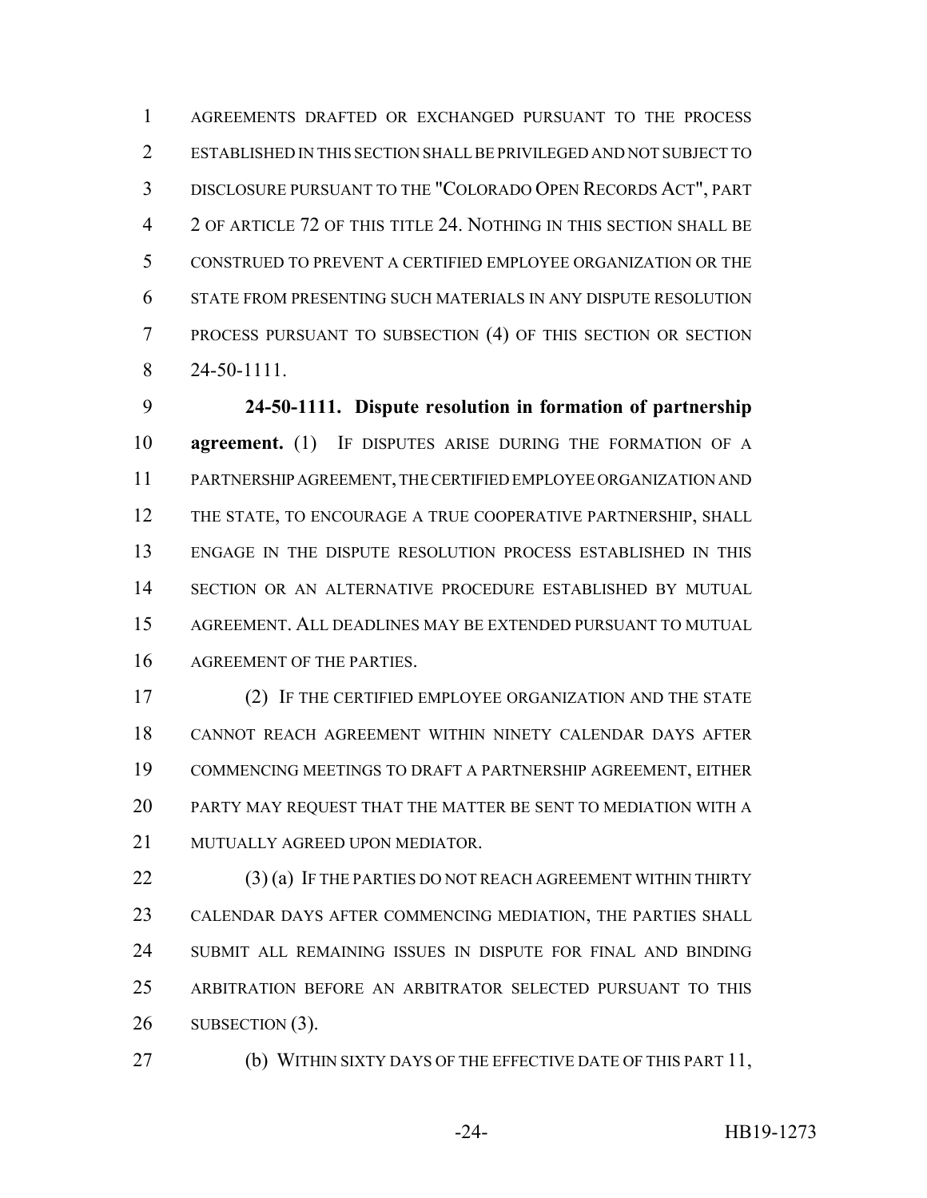AGREEMENTS DRAFTED OR EXCHANGED PURSUANT TO THE PROCESS ESTABLISHED IN THIS SECTION SHALL BE PRIVILEGED AND NOT SUBJECT TO DISCLOSURE PURSUANT TO THE "COLORADO OPEN RECORDS ACT", PART 2 OF ARTICLE 72 OF THIS TITLE 24. NOTHING IN THIS SECTION SHALL BE CONSTRUED TO PREVENT A CERTIFIED EMPLOYEE ORGANIZATION OR THE STATE FROM PRESENTING SUCH MATERIALS IN ANY DISPUTE RESOLUTION PROCESS PURSUANT TO SUBSECTION (4) OF THIS SECTION OR SECTION 24-50-1111.

**24-50-1111. Dispute resolution in formation of partnership agreement.** (1) IF DISPUTES ARISE DURING THE FORMATION OF A PARTNERSHIP AGREEMENT, THE CERTIFIED EMPLOYEE ORGANIZATION AND THE STATE, TO ENCOURAGE A TRUE COOPERATIVE PARTNERSHIP, SHALL ENGAGE IN THE DISPUTE RESOLUTION PROCESS ESTABLISHED IN THIS SECTION OR AN ALTERNATIVE PROCEDURE ESTABLISHED BY MUTUAL AGREEMENT. ALL DEADLINES MAY BE EXTENDED PURSUANT TO MUTUAL AGREEMENT OF THE PARTIES.

(2) IF THE CERTIFIED EMPLOYEE ORGANIZATION AND THE STATE CANNOT REACH AGREEMENT WITHIN NINETY CALENDAR DAYS AFTER COMMENCING MEETINGS TO DRAFT A PARTNERSHIP AGREEMENT, EITHER PARTY MAY REQUEST THAT THE MATTER BE SENT TO MEDIATION WITH A MUTUALLY AGREED UPON MEDIATOR.

(3) (a) IF THE PARTIES DO NOT REACH AGREEMENT WITHIN THIRTY CALENDAR DAYS AFTER COMMENCING MEDIATION, THE PARTIES SHALL SUBMIT ALL REMAINING ISSUES IN DISPUTE FOR FINAL AND BINDING ARBITRATION BEFORE AN ARBITRATOR SELECTED PURSUANT TO THIS SUBSECTION (3).

(b) WITHIN SIXTY DAYS OF THE EFFECTIVE DATE OF THIS PART 11,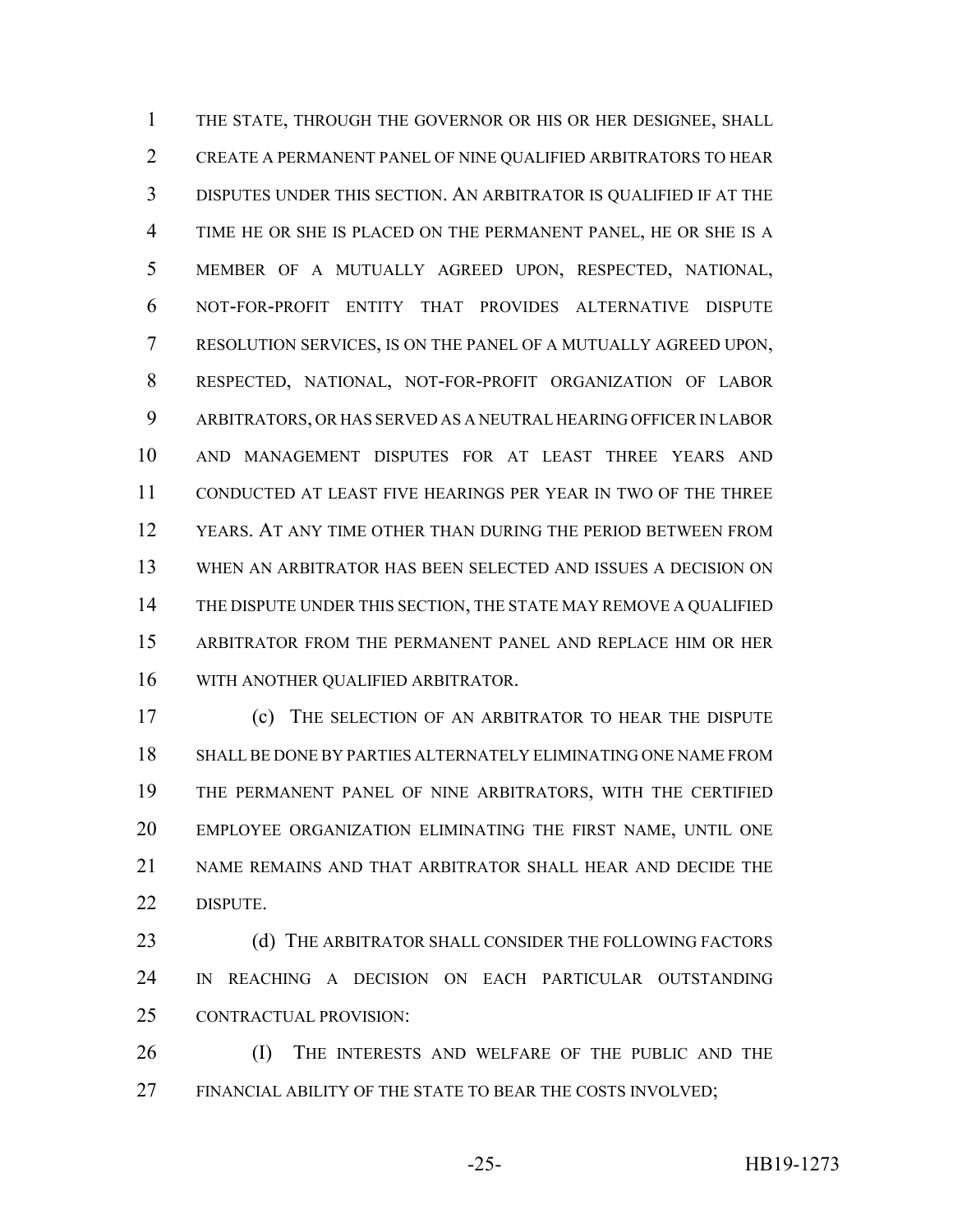THE STATE, THROUGH THE GOVERNOR OR HIS OR HER DESIGNEE, SHALL CREATE A PERMANENT PANEL OF NINE QUALIFIED ARBITRATORS TO HEAR DISPUTES UNDER THIS SECTION. AN ARBITRATOR IS QUALIFIED IF AT THE TIME HE OR SHE IS PLACED ON THE PERMANENT PANEL, HE OR SHE IS A MEMBER OF A MUTUALLY AGREED UPON, RESPECTED, NATIONAL, NOT-FOR-PROFIT ENTITY THAT PROVIDES ALTERNATIVE DISPUTE RESOLUTION SERVICES, IS ON THE PANEL OF A MUTUALLY AGREED UPON, RESPECTED, NATIONAL, NOT-FOR-PROFIT ORGANIZATION OF LABOR ARBITRATORS, OR HAS SERVED AS A NEUTRAL HEARING OFFICER IN LABOR AND MANAGEMENT DISPUTES FOR AT LEAST THREE YEARS AND CONDUCTED AT LEAST FIVE HEARINGS PER YEAR IN TWO OF THE THREE YEARS. AT ANY TIME OTHER THAN DURING THE PERIOD BETWEEN FROM WHEN AN ARBITRATOR HAS BEEN SELECTED AND ISSUES A DECISION ON THE DISPUTE UNDER THIS SECTION, THE STATE MAY REMOVE A QUALIFIED ARBITRATOR FROM THE PERMANENT PANEL AND REPLACE HIM OR HER WITH ANOTHER QUALIFIED ARBITRATOR.

(c) THE SELECTION OF AN ARBITRATOR TO HEAR THE DISPUTE SHALL BE DONE BY PARTIES ALTERNATELY ELIMINATING ONE NAME FROM THE PERMANENT PANEL OF NINE ARBITRATORS, WITH THE CERTIFIED EMPLOYEE ORGANIZATION ELIMINATING THE FIRST NAME, UNTIL ONE NAME REMAINS AND THAT ARBITRATOR SHALL HEAR AND DECIDE THE DISPUTE.

(d) THE ARBITRATOR SHALL CONSIDER THE FOLLOWING FACTORS IN REACHING A DECISION ON EACH PARTICULAR OUTSTANDING CONTRACTUAL PROVISION:

(I) THE INTERESTS AND WELFARE OF THE PUBLIC AND THE FINANCIAL ABILITY OF THE STATE TO BEAR THE COSTS INVOLVED;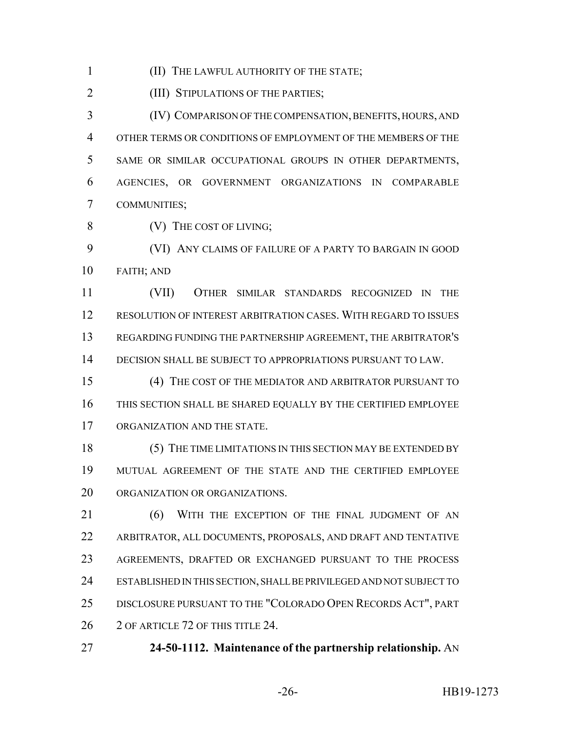(II) THE LAWFUL AUTHORITY OF THE STATE;

(III) STIPULATIONS OF THE PARTIES;

(IV) COMPARISON OF THE COMPENSATION, BENEFITS, HOURS, AND OTHER TERMS OR CONDITIONS OF EMPLOYMENT OF THE MEMBERS OF THE SAME OR SIMILAR OCCUPATIONAL GROUPS IN OTHER DEPARTMENTS, AGENCIES, OR GOVERNMENT ORGANIZATIONS IN COMPARABLE COMMUNITIES;

(V) THE COST OF LIVING;

(VI) ANY CLAIMS OF FAILURE OF A PARTY TO BARGAIN IN GOOD FAITH; AND

(VII) OTHER SIMILAR STANDARDS RECOGNIZED IN THE RESOLUTION OF INTEREST ARBITRATION CASES. WITH REGARD TO ISSUES REGARDING FUNDING THE PARTNERSHIP AGREEMENT, THE ARBITRATOR'S DECISION SHALL BE SUBJECT TO APPROPRIATIONS PURSUANT TO LAW.

(4) THE COST OF THE MEDIATOR AND ARBITRATOR PURSUANT TO THIS SECTION SHALL BE SHARED EQUALLY BY THE CERTIFIED EMPLOYEE ORGANIZATION AND THE STATE.

(5) THE TIME LIMITATIONS IN THIS SECTION MAY BE EXTENDED BY MUTUAL AGREEMENT OF THE STATE AND THE CERTIFIED EMPLOYEE ORGANIZATION OR ORGANIZATIONS.

(6) WITH THE EXCEPTION OF THE FINAL JUDGMENT OF AN ARBITRATOR, ALL DOCUMENTS, PROPOSALS, AND DRAFT AND TENTATIVE AGREEMENTS, DRAFTED OR EXCHANGED PURSUANT TO THE PROCESS ESTABLISHED IN THIS SECTION, SHALL BE PRIVILEGED AND NOT SUBJECT TO DISCLOSURE PURSUANT TO THE "COLORADO OPEN RECORDS ACT", PART 2 OF ARTICLE 72 OF THIS TITLE 24.

**24-50-1112. Maintenance of the partnership relationship.** AN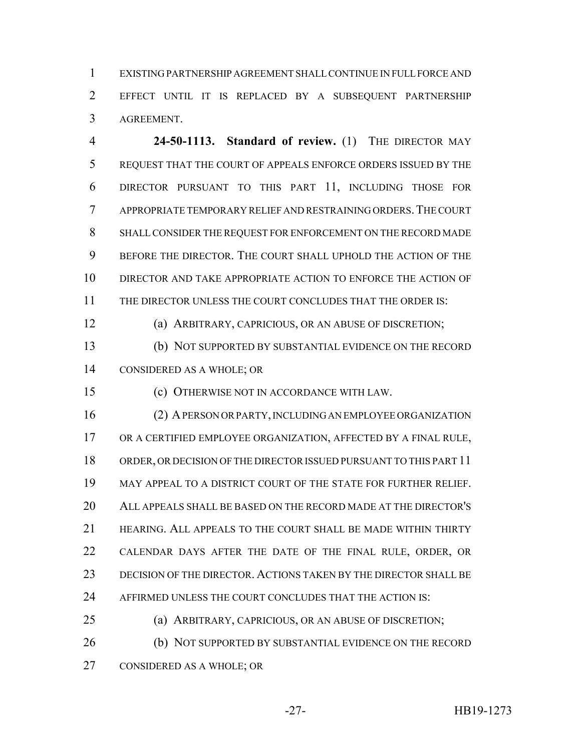EXISTING PARTNERSHIP AGREEMENT SHALL CONTINUE IN FULL FORCE AND EFFECT UNTIL IT IS REPLACED BY A SUBSEQUENT PARTNERSHIP AGREEMENT.

**24-50-1113. Standard of review.** (1) THE DIRECTOR MAY REQUEST THAT THE COURT OF APPEALS ENFORCE ORDERS ISSUED BY THE DIRECTOR PURSUANT TO THIS PART 11, INCLUDING THOSE FOR APPROPRIATE TEMPORARY RELIEF AND RESTRAINING ORDERS. THE COURT SHALL CONSIDER THE REQUEST FOR ENFORCEMENT ON THE RECORD MADE BEFORE THE DIRECTOR. THE COURT SHALL UPHOLD THE ACTION OF THE DIRECTOR AND TAKE APPROPRIATE ACTION TO ENFORCE THE ACTION OF THE DIRECTOR UNLESS THE COURT CONCLUDES THAT THE ORDER IS:

(a) ARBITRARY, CAPRICIOUS, OR AN ABUSE OF DISCRETION;

(b) NOT SUPPORTED BY SUBSTANTIAL EVIDENCE ON THE RECORD CONSIDERED AS A WHOLE; OR

(c) OTHERWISE NOT IN ACCORDANCE WITH LAW.

(2) A PERSON OR PARTY, INCLUDING AN EMPLOYEE ORGANIZATION OR A CERTIFIED EMPLOYEE ORGANIZATION, AFFECTED BY A FINAL RULE, ORDER, OR DECISION OF THE DIRECTOR ISSUED PURSUANT TO THIS PART 11 MAY APPEAL TO A DISTRICT COURT OF THE STATE FOR FURTHER RELIEF. ALL APPEALS SHALL BE BASED ON THE RECORD MADE AT THE DIRECTOR'S HEARING. ALL APPEALS TO THE COURT SHALL BE MADE WITHIN THIRTY CALENDAR DAYS AFTER THE DATE OF THE FINAL RULE, ORDER, OR DECISION OF THE DIRECTOR. ACTIONS TAKEN BY THE DIRECTOR SHALL BE AFFIRMED UNLESS THE COURT CONCLUDES THAT THE ACTION IS:

(a) ARBITRARY, CAPRICIOUS, OR AN ABUSE OF DISCRETION;

(b) NOT SUPPORTED BY SUBSTANTIAL EVIDENCE ON THE RECORD CONSIDERED AS A WHOLE; OR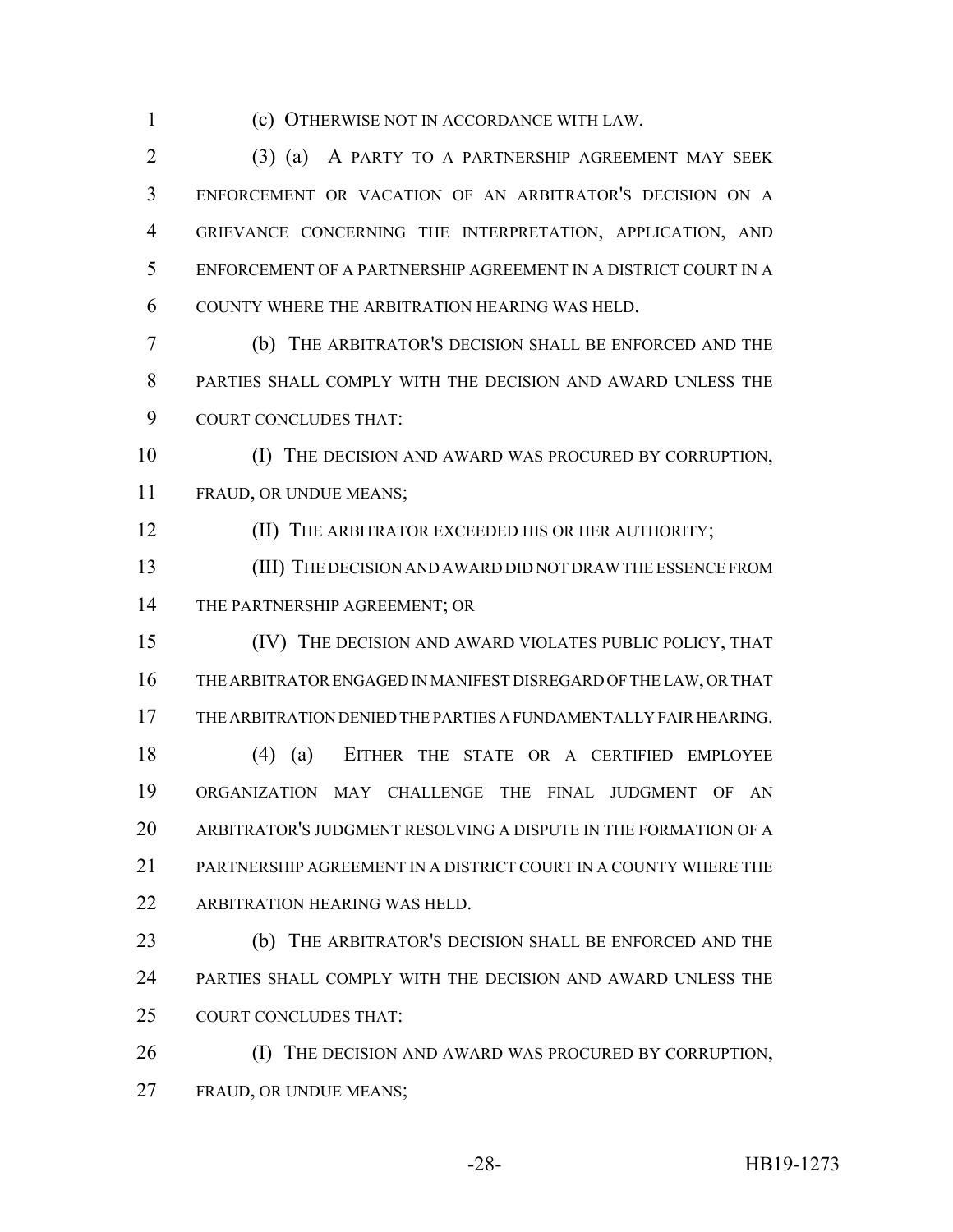(c) OTHERWISE NOT IN ACCORDANCE WITH LAW.

(3) (a) A PARTY TO A PARTNERSHIP AGREEMENT MAY SEEK ENFORCEMENT OR VACATION OF AN ARBITRATOR'S DECISION ON A GRIEVANCE CONCERNING THE INTERPRETATION, APPLICATION, AND ENFORCEMENT OF A PARTNERSHIP AGREEMENT IN A DISTRICT COURT IN A COUNTY WHERE THE ARBITRATION HEARING WAS HELD.

(b) THE ARBITRATOR'S DECISION SHALL BE ENFORCED AND THE PARTIES SHALL COMPLY WITH THE DECISION AND AWARD UNLESS THE COURT CONCLUDES THAT:

(I) THE DECISION AND AWARD WAS PROCURED BY CORRUPTION, FRAUD, OR UNDUE MEANS;

(II) THE ARBITRATOR EXCEEDED HIS OR HER AUTHORITY;

(III) THE DECISION AND AWARD DID NOT DRAW THE ESSENCE FROM THE PARTNERSHIP AGREEMENT; OR

(IV) THE DECISION AND AWARD VIOLATES PUBLIC POLICY, THAT THE ARBITRATOR ENGAGED IN MANIFEST DISREGARD OF THE LAW, OR THAT THE ARBITRATION DENIED THE PARTIES A FUNDAMENTALLY FAIR HEARING.

(4) (a) EITHER THE STATE OR A CERTIFIED EMPLOYEE ORGANIZATION MAY CHALLENGE THE FINAL JUDGMENT OF AN ARBITRATOR'S JUDGMENT RESOLVING A DISPUTE IN THE FORMATION OF A PARTNERSHIP AGREEMENT IN A DISTRICT COURT IN A COUNTY WHERE THE ARBITRATION HEARING WAS HELD.

(b) THE ARBITRATOR'S DECISION SHALL BE ENFORCED AND THE PARTIES SHALL COMPLY WITH THE DECISION AND AWARD UNLESS THE COURT CONCLUDES THAT:

(I) THE DECISION AND AWARD WAS PROCURED BY CORRUPTION, FRAUD, OR UNDUE MEANS;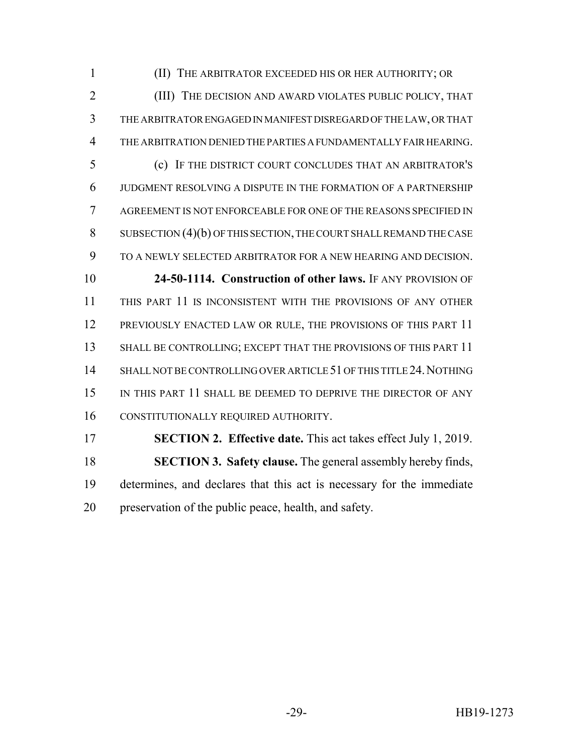(II) THE ARBITRATOR EXCEEDED HIS OR HER AUTHORITY; OR

(III) THE DECISION AND AWARD VIOLATES PUBLIC POLICY, THAT THE ARBITRATOR ENGAGED IN MANIFEST DISREGARD OF THE LAW, OR THAT THE ARBITRATION DENIED THE PARTIES A FUNDAMENTALLY FAIR HEARING.

(c) IF THE DISTRICT COURT CONCLUDES THAT AN ARBITRATOR'S JUDGMENT RESOLVING A DISPUTE IN THE FORMATION OF A PARTNERSHIP AGREEMENT IS NOT ENFORCEABLE FOR ONE OF THE REASONS SPECIFIED IN SUBSECTION (4)(b) OF THIS SECTION, THE COURT SHALL REMAND THE CASE TO A NEWLY SELECTED ARBITRATOR FOR A NEW HEARING AND DECISION.

**24-50-1114. Construction of other laws.** IF ANY PROVISION OF THIS PART 11 IS INCONSISTENT WITH THE PROVISIONS OF ANY OTHER PREVIOUSLY ENACTED LAW OR RULE, THE PROVISIONS OF THIS PART 11 SHALL BE CONTROLLING; EXCEPT THAT THE PROVISIONS OF THIS PART 11 SHALL NOT BE CONTROLLING OVER ARTICLE 51 OF THIS TITLE 24. NOTHING IN THIS PART 11 SHALL BE DEEMED TO DEPRIVE THE DIRECTOR OF ANY CONSTITUTIONALLY REQUIRED AUTHORITY.

**SECTION 2. Effective date.** This act takes effect July 1, 2019.

**SECTION 3. Safety clause.** The general assembly hereby finds, determines, and declares that this act is necessary for the immediate preservation of the public peace, health, and safety.